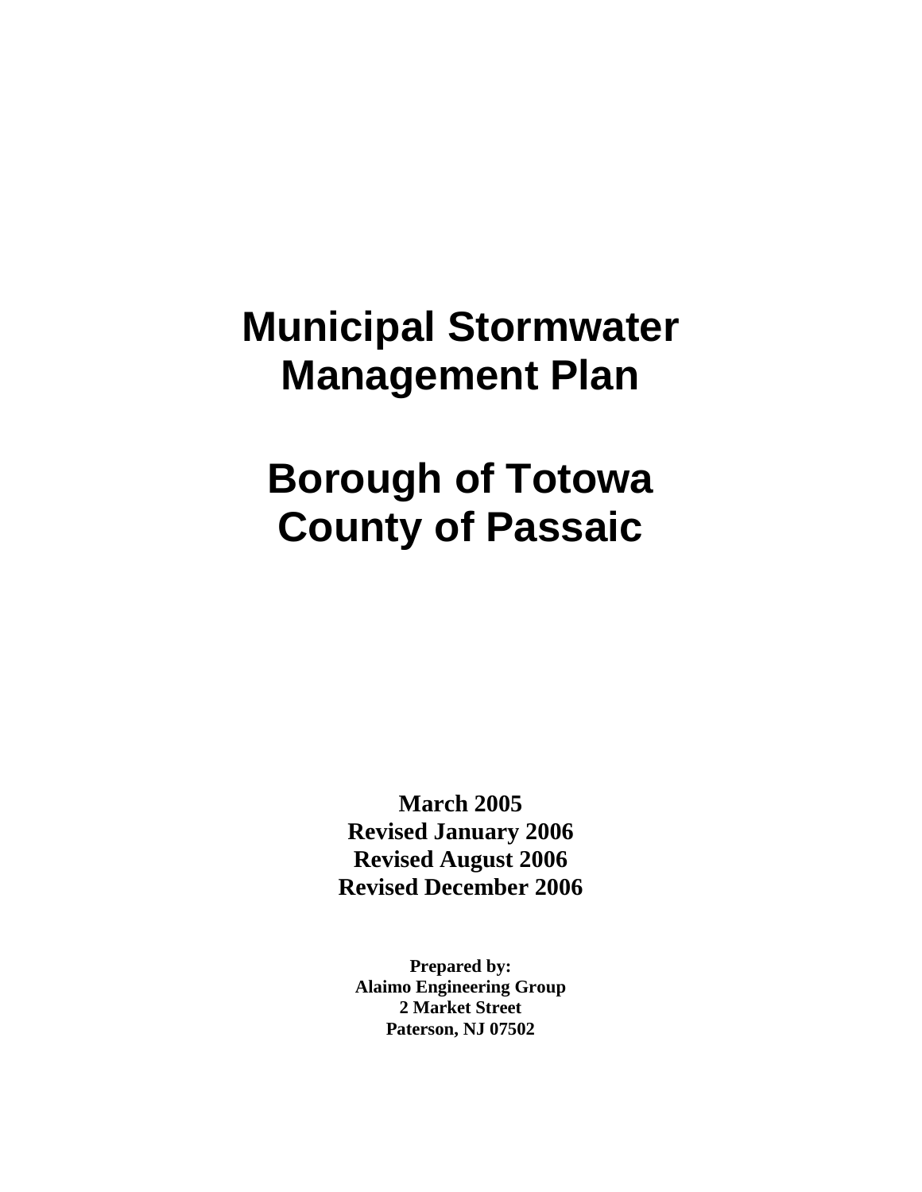# Municipal Stormwater Management Plan

# Borough of Totowa
# County of Passaic

**March 2005**
**Revised January 2006**
**Revised August 2006**
**Revised December 2006**

**Prepared by:**
**Alaimo Engineering Group**
**2 Market Street**
**Paterson, NJ 07502**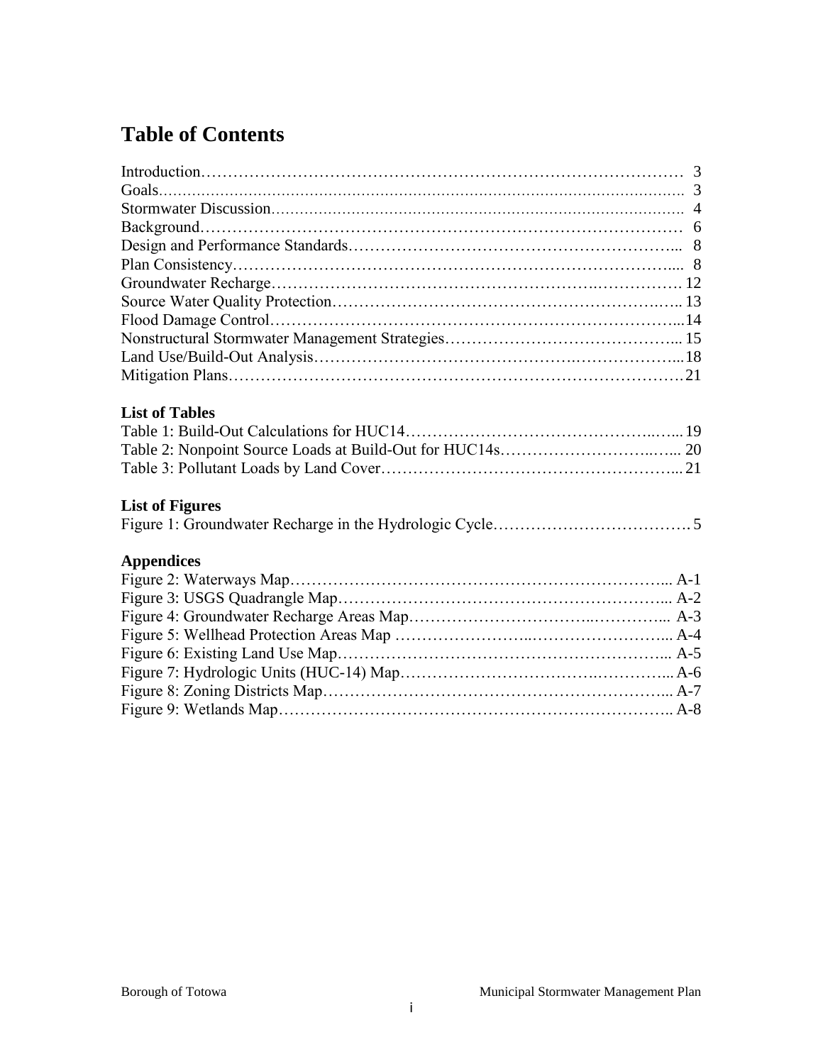# Table of Contents

Introduction………………………………………………………………………………… 3
Goals………………………………………………………………………………………… 3
Stormwater Discussion……………………………………………………………………… 4
Background………………………………………………………………………………… 6
Design and Performance Standards…………………………………………………… 8
Plan Consistency……………………………………………………………………….... 8
Groundwater Recharge…………………………………………………………………… 12
Source Water Quality Protection………………………………………………………… 13
Flood Damage Control……………………………………………………………………14
Nonstructural Stormwater Management Strategies…………………………………… 15
Land Use/Build-Out Analysis……………………………………………………………18
Mitigation Plans……………………………………………………………………………21

### List of Tables

Table 1: Build-Out Calculations for HUC14……………………………………………19
Table 2: Nonpoint Source Loads at Build-Out for HUC14s…………………………… 20
Table 3: Pollutant Loads by Land Cover………………………………………………... 21

### List of Figures

Figure 1: Groundwater Recharge in the Hydrologic Cycle………………………………5

### Appendices

Figure 2: Waterways Map………………………………………………………………... A-1
Figure 3: USGS Quadrangle Map………………………………………………………... A-2
Figure 4: Groundwater Recharge Areas Map…………………………………………... A-3
Figure 5: Wellhead Protection Areas Map ……………………………………………... A-4
Figure 6: Existing Land Use Map………………………………………………………... A-5
Figure 7: Hydrologic Units (HUC-14) Map……………………………………………... A-6
Figure 8: Zoning Districts Map…………………………………………………………... A-7
Figure 9: Wetlands Map………………………………………………………………….. A-8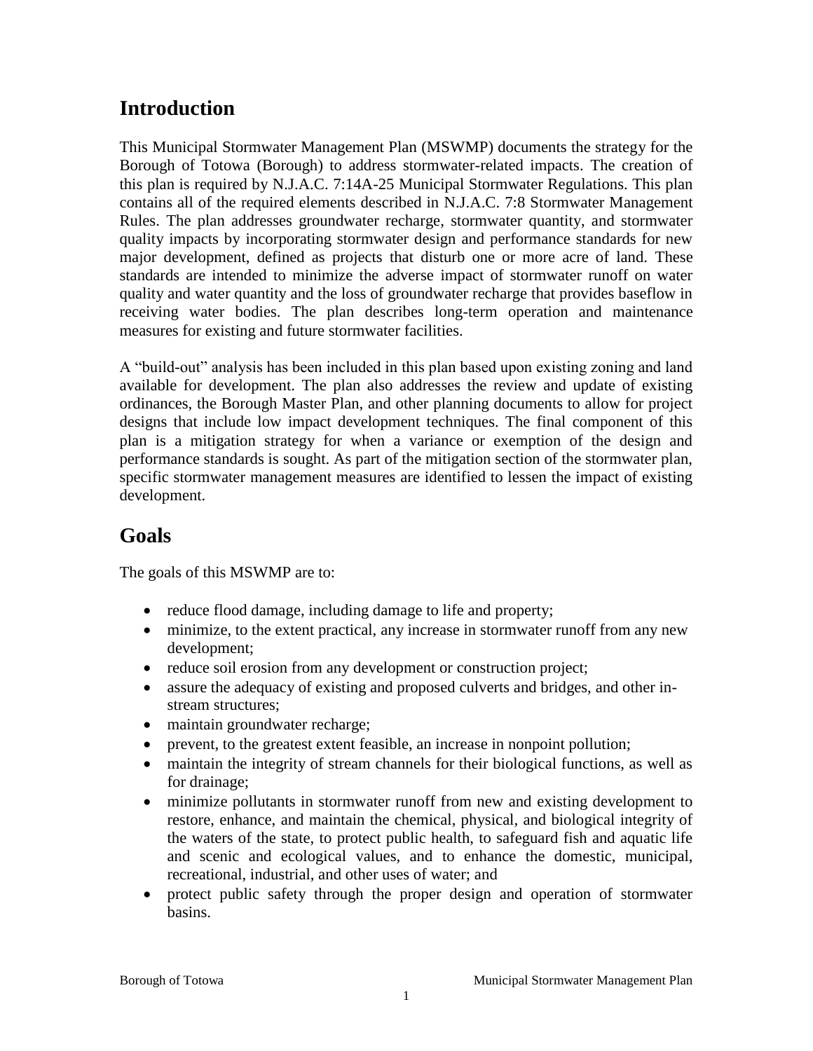## Introduction

This Municipal Stormwater Management Plan (MSWMP) documents the strategy for the Borough of Totowa (Borough) to address stormwater-related impacts. The creation of this plan is required by N.J.A.C. 7:14A-25 Municipal Stormwater Regulations. This plan contains all of the required elements described in N.J.A.C. 7:8 Stormwater Management Rules. The plan addresses groundwater recharge, stormwater quantity, and stormwater quality impacts by incorporating stormwater design and performance standards for new major development, defined as projects that disturb one or more acre of land. These standards are intended to minimize the adverse impact of stormwater runoff on water quality and water quantity and the loss of groundwater recharge that provides baseflow in receiving water bodies. The plan describes long-term operation and maintenance measures for existing and future stormwater facilities.

A "build-out" analysis has been included in this plan based upon existing zoning and land available for development. The plan also addresses the review and update of existing ordinances, the Borough Master Plan, and other planning documents to allow for project designs that include low impact development techniques. The final component of this plan is a mitigation strategy for when a variance or exemption of the design and performance standards is sought. As part of the mitigation section of the stormwater plan, specific stormwater management measures are identified to lessen the impact of existing development.

## Goals

The goals of this MSWMP are to:

- reduce flood damage, including damage to life and property;
- minimize, to the extent practical, any increase in stormwater runoff from any new development;
- reduce soil erosion from any development or construction project;
- assure the adequacy of existing and proposed culverts and bridges, and other in-stream structures;
- maintain groundwater recharge;
- prevent, to the greatest extent feasible, an increase in nonpoint pollution;
- maintain the integrity of stream channels for their biological functions, as well as for drainage;
- minimize pollutants in stormwater runoff from new and existing development to restore, enhance, and maintain the chemical, physical, and biological integrity of the waters of the state, to protect public health, to safeguard fish and aquatic life and scenic and ecological values, and to enhance the domestic, municipal, recreational, industrial, and other uses of water; and
- protect public safety through the proper design and operation of stormwater basins.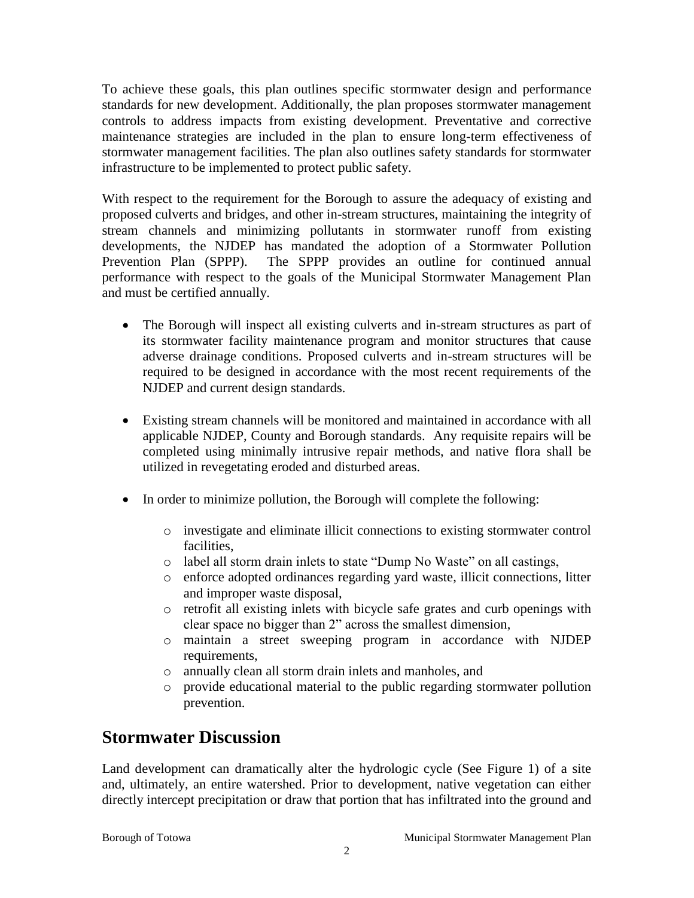To achieve these goals, this plan outlines specific stormwater design and performance standards for new development. Additionally, the plan proposes stormwater management controls to address impacts from existing development. Preventative and corrective maintenance strategies are included in the plan to ensure long-term effectiveness of stormwater management facilities. The plan also outlines safety standards for stormwater infrastructure to be implemented to protect public safety.

With respect to the requirement for the Borough to assure the adequacy of existing and proposed culverts and bridges, and other in-stream structures, maintaining the integrity of stream channels and minimizing pollutants in stormwater runoff from existing developments, the NJDEP has mandated the adoption of a Stormwater Pollution Prevention Plan (SPPP). The SPPP provides an outline for continued annual performance with respect to the goals of the Municipal Stormwater Management Plan and must be certified annually.

- The Borough will inspect all existing culverts and in-stream structures as part of its stormwater facility maintenance program and monitor structures that cause adverse drainage conditions. Proposed culverts and in-stream structures will be required to be designed in accordance with the most recent requirements of the NJDEP and current design standards.

- Existing stream channels will be monitored and maintained in accordance with all applicable NJDEP, County and Borough standards. Any requisite repairs will be completed using minimally intrusive repair methods, and native flora shall be utilized in revegetating eroded and disturbed areas.

- In order to minimize pollution, the Borough will complete the following:
  - investigate and eliminate illicit connections to existing stormwater control facilities,
  - label all storm drain inlets to state "Dump No Waste" on all castings,
  - enforce adopted ordinances regarding yard waste, illicit connections, litter and improper waste disposal,
  - retrofit all existing inlets with bicycle safe grates and curb openings with clear space no bigger than 2" across the smallest dimension,
  - maintain a street sweeping program in accordance with NJDEP requirements,
  - annually clean all storm drain inlets and manholes, and
  - provide educational material to the public regarding stormwater pollution prevention.

## Stormwater Discussion

Land development can dramatically alter the hydrologic cycle (See Figure 1) of a site and, ultimately, an entire watershed. Prior to development, native vegetation can either directly intercept precipitation or draw that portion that has infiltrated into the ground and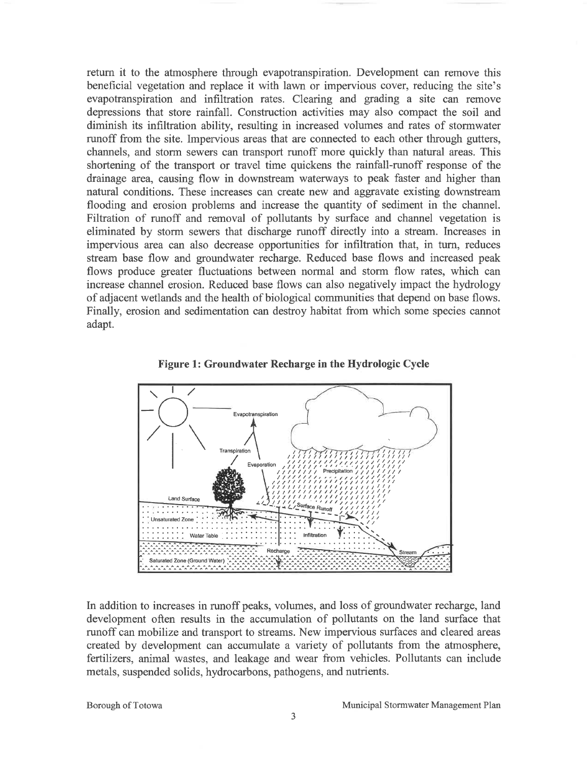return it to the atmosphere through evapotranspiration. Development can remove this beneficial vegetation and replace it with lawn or impervious cover, reducing the site's evapotranspiration and infiltration rates. Clearing and grading a site can remove depressions that store rainfall. Construction activities may also compact the soil and diminish its infiltration ability, resulting in increased volumes and rates of stormwater runoff from the site. Impervious areas that are connected to each other through gutters, channels, and storm sewers can transport runoff more quickly than natural areas. This shortening of the transport or travel time quickens the rainfall-runoff response of the drainage area, causing flow in downstream waterways to peak faster and higher than natural conditions. These increases can create new and aggravate existing downstream flooding and erosion problems and increase the quantity of sediment in the channel. Filtration of runoff and removal of pollutants by surface and channel vegetation is eliminated by storm sewers that discharge runoff directly into a stream. Increases in impervious area can also decrease opportunities for infiltration that, in turn, reduces stream base flow and groundwater recharge. Reduced base flows and increased peak flows produce greater fluctuations between normal and storm flow rates, which can increase channel erosion. Reduced base flows can also negatively impact the hydrology of adjacent wetlands and the health of biological communities that depend on base flows. Finally, erosion and sedimentation can destroy habitat from which some species cannot adapt.

**Figure 1: Groundwater Recharge in the Hydrologic Cycle**

In addition to increases in runoff peaks, volumes, and loss of groundwater recharge, land development often results in the accumulation of pollutants on the land surface that runoff can mobilize and transport to streams. New impervious surfaces and cleared areas created by development can accumulate a variety of pollutants from the atmosphere, fertilizers, animal wastes, and leakage and wear from vehicles. Pollutants can include metals, suspended solids, hydrocarbons, pathogens, and nutrients.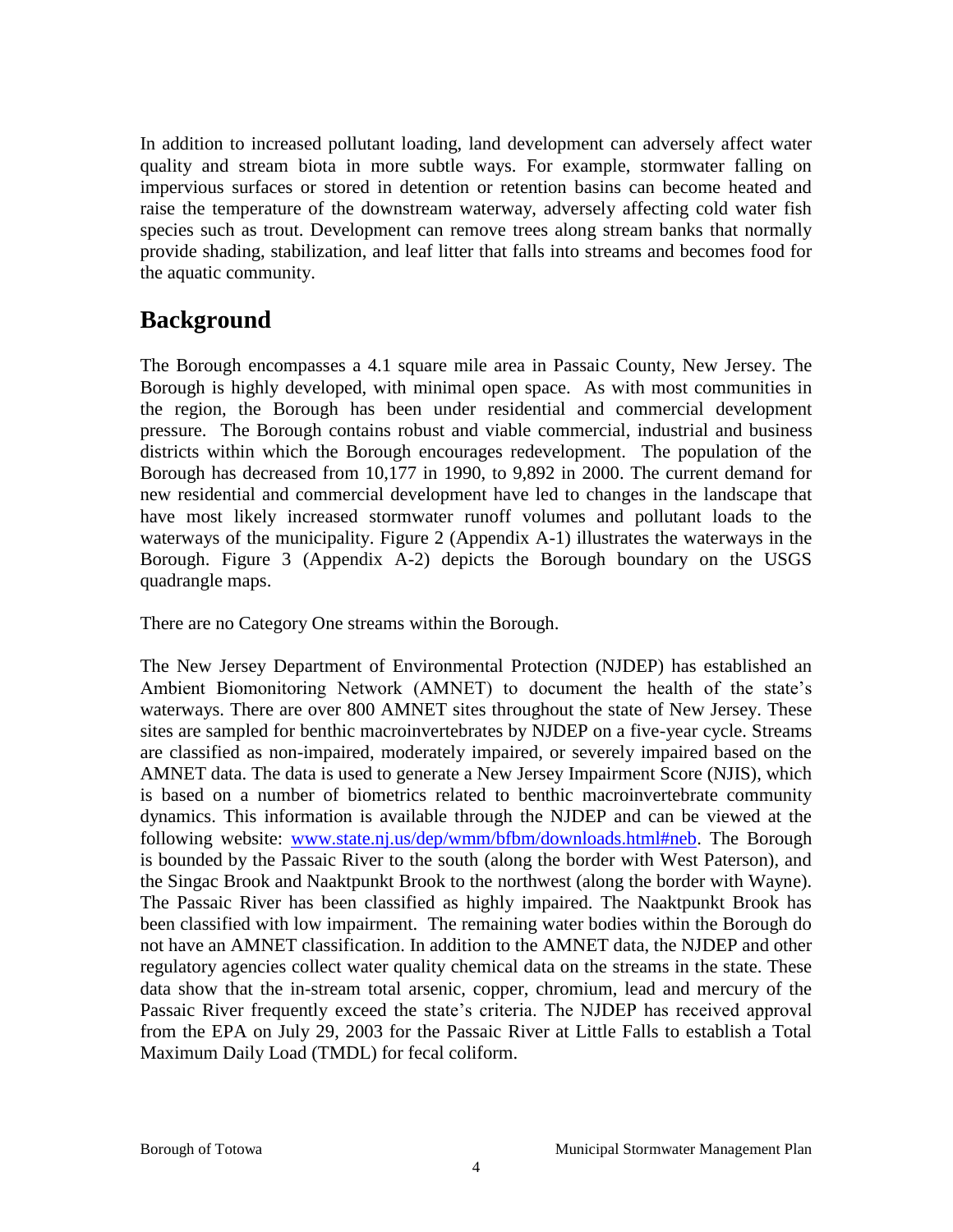In addition to increased pollutant loading, land development can adversely affect water quality and stream biota in more subtle ways. For example, stormwater falling on impervious surfaces or stored in detention or retention basins can become heated and raise the temperature of the downstream waterway, adversely affecting cold water fish species such as trout. Development can remove trees along stream banks that normally provide shading, stabilization, and leaf litter that falls into streams and becomes food for the aquatic community.

## Background

The Borough encompasses a 4.1 square mile area in Passaic County, New Jersey. The Borough is highly developed, with minimal open space. As with most communities in the region, the Borough has been under residential and commercial development pressure. The Borough contains robust and viable commercial, industrial and business districts within which the Borough encourages redevelopment. The population of the Borough has decreased from 10,177 in 1990, to 9,892 in 2000. The current demand for new residential and commercial development have led to changes in the landscape that have most likely increased stormwater runoff volumes and pollutant loads to the waterways of the municipality. Figure 2 (Appendix A-1) illustrates the waterways in the Borough. Figure 3 (Appendix A-2) depicts the Borough boundary on the USGS quadrangle maps.

There are no Category One streams within the Borough.

The New Jersey Department of Environmental Protection (NJDEP) has established an Ambient Biomonitoring Network (AMNET) to document the health of the state's waterways. There are over 800 AMNET sites throughout the state of New Jersey. These sites are sampled for benthic macroinvertebrates by NJDEP on a five-year cycle. Streams are classified as non-impaired, moderately impaired, or severely impaired based on the AMNET data. The data is used to generate a New Jersey Impairment Score (NJIS), which is based on a number of biometrics related to benthic macroinvertebrate community dynamics. This information is available through the NJDEP and can be viewed at the following website: [www.state.nj.us/dep/wmm/bfbm/downloads.html#neb](www.state.nj.us/dep/wmm/bfbm/downloads.html#neb). The Borough is bounded by the Passaic River to the south (along the border with West Paterson), and the Singac Brook and Naaktpunkt Brook to the northwest (along the border with Wayne). The Passaic River has been classified as highly impaired. The Naaktpunkt Brook has been classified with low impairment. The remaining water bodies within the Borough do not have an AMNET classification. In addition to the AMNET data, the NJDEP and other regulatory agencies collect water quality chemical data on the streams in the state. These data show that the in-stream total arsenic, copper, chromium, lead and mercury of the Passaic River frequently exceed the state's criteria. The NJDEP has received approval from the EPA on July 29, 2003 for the Passaic River at Little Falls to establish a Total Maximum Daily Load (TMDL) for fecal coliform.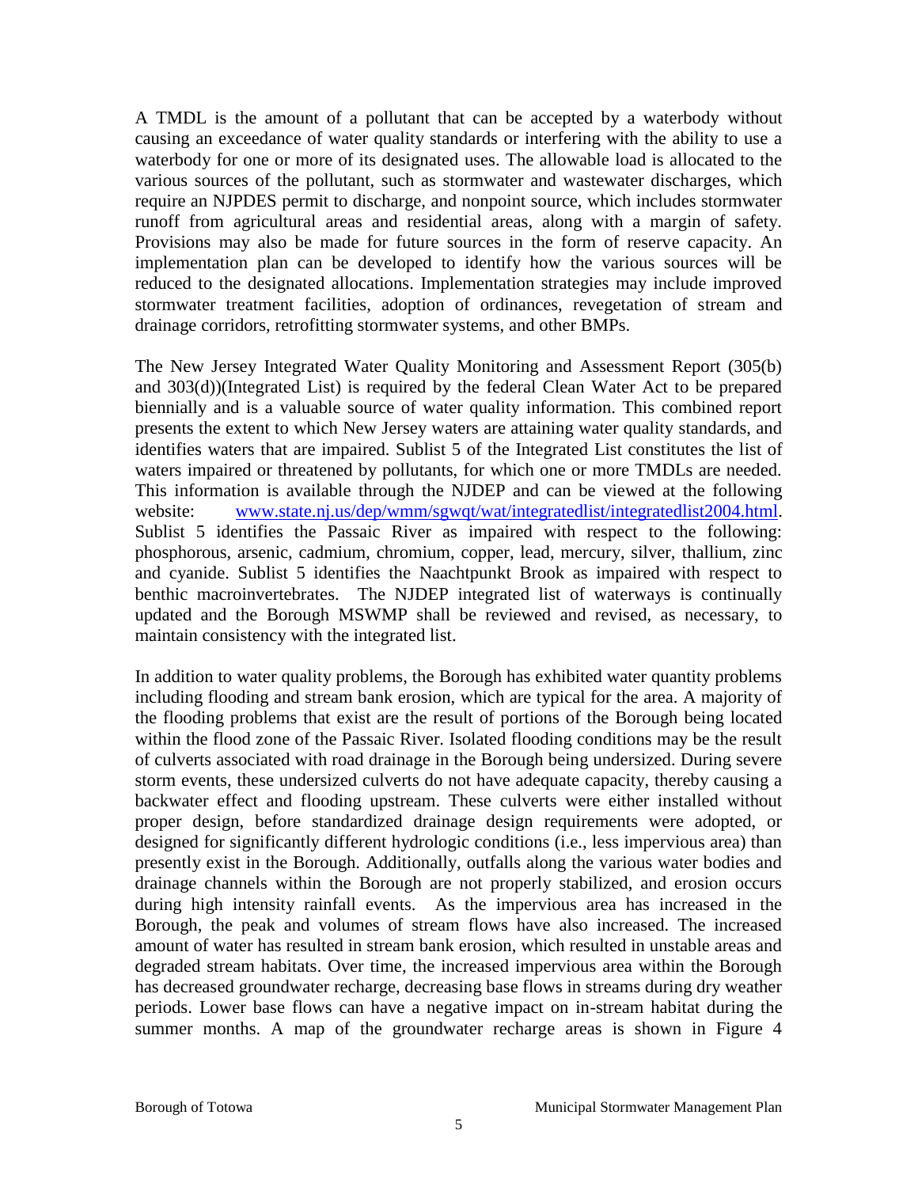A TMDL is the amount of a pollutant that can be accepted by a waterbody without causing an exceedance of water quality standards or interfering with the ability to use a waterbody for one or more of its designated uses. The allowable load is allocated to the various sources of the pollutant, such as stormwater and wastewater discharges, which require an NJPDES permit to discharge, and nonpoint source, which includes stormwater runoff from agricultural areas and residential areas, along with a margin of safety. Provisions may also be made for future sources in the form of reserve capacity. An implementation plan can be developed to identify how the various sources will be reduced to the designated allocations. Implementation strategies may include improved stormwater treatment facilities, adoption of ordinances, revegetation of stream and drainage corridors, retrofitting stormwater systems, and other BMPs.

The New Jersey Integrated Water Quality Monitoring and Assessment Report (305(b) and 303(d))(Integrated List) is required by the federal Clean Water Act to be prepared biennially and is a valuable source of water quality information. This combined report presents the extent to which New Jersey waters are attaining water quality standards, and identifies waters that are impaired. Sublist 5 of the Integrated List constitutes the list of waters impaired or threatened by pollutants, for which one or more TMDLs are needed. This information is available through the NJDEP and can be viewed at the following website: [www.state.nj.us/dep/wmm/sgwqt/wat/integratedlist/integratedlist2004.html](www.state.nj.us/dep/wmm/sgwqt/wat/integratedlist/integratedlist2004.html). Sublist 5 identifies the Passaic River as impaired with respect to the following: phosphorous, arsenic, cadmium, chromium, copper, lead, mercury, silver, thallium, zinc and cyanide. Sublist 5 identifies the Naachtpunkt Brook as impaired with respect to benthic macroinvertebrates. The NJDEP integrated list of waterways is continually updated and the Borough MSWMP shall be reviewed and revised, as necessary, to maintain consistency with the integrated list.

In addition to water quality problems, the Borough has exhibited water quantity problems including flooding and stream bank erosion, which are typical for the area. A majority of the flooding problems that exist are the result of portions of the Borough being located within the flood zone of the Passaic River. Isolated flooding conditions may be the result of culverts associated with road drainage in the Borough being undersized. During severe storm events, these undersized culverts do not have adequate capacity, thereby causing a backwater effect and flooding upstream. These culverts were either installed without proper design, before standardized drainage design requirements were adopted, or designed for significantly different hydrologic conditions (i.e., less impervious area) than presently exist in the Borough. Additionally, outfalls along the various water bodies and drainage channels within the Borough are not properly stabilized, and erosion occurs during high intensity rainfall events. As the impervious area has increased in the Borough, the peak and volumes of stream flows have also increased. The increased amount of water has resulted in stream bank erosion, which resulted in unstable areas and degraded stream habitats. Over time, the increased impervious area within the Borough has decreased groundwater recharge, decreasing base flows in streams during dry weather periods. Lower base flows can have a negative impact on in-stream habitat during the summer months. A map of the groundwater recharge areas is shown in Figure 4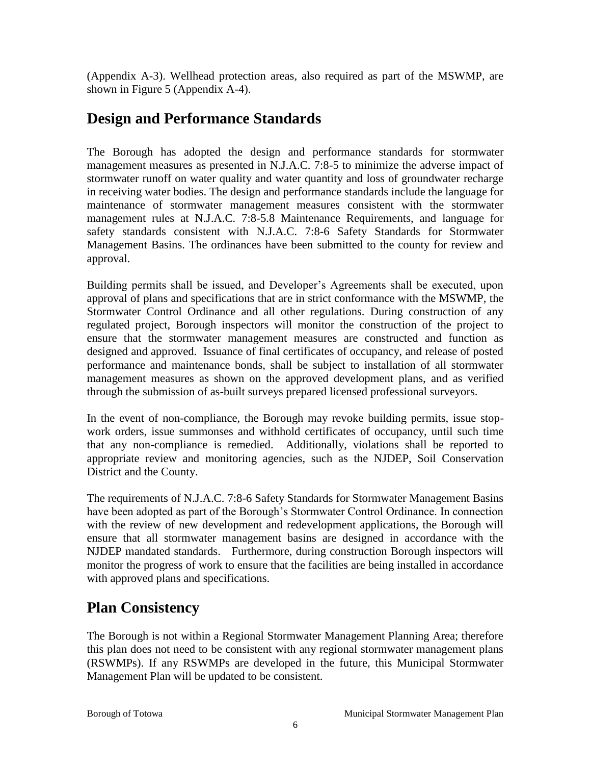(Appendix A-3). Wellhead protection areas, also required as part of the MSWMP, are shown in Figure 5 (Appendix A-4).

## Design and Performance Standards

The Borough has adopted the design and performance standards for stormwater management measures as presented in N.J.A.C. 7:8-5 to minimize the adverse impact of stormwater runoff on water quality and water quantity and loss of groundwater recharge in receiving water bodies. The design and performance standards include the language for maintenance of stormwater management measures consistent with the stormwater management rules at N.J.A.C. 7:8-5.8 Maintenance Requirements, and language for safety standards consistent with N.J.A.C. 7:8-6 Safety Standards for Stormwater Management Basins. The ordinances have been submitted to the county for review and approval.

Building permits shall be issued, and Developer's Agreements shall be executed, upon approval of plans and specifications that are in strict conformance with the MSWMP, the Stormwater Control Ordinance and all other regulations. During construction of any regulated project, Borough inspectors will monitor the construction of the project to ensure that the stormwater management measures are constructed and function as designed and approved. Issuance of final certificates of occupancy, and release of posted performance and maintenance bonds, shall be subject to installation of all stormwater management measures as shown on the approved development plans, and as verified through the submission of as-built surveys prepared licensed professional surveyors.

In the event of non-compliance, the Borough may revoke building permits, issue stop-work orders, issue summonses and withhold certificates of occupancy, until such time that any non-compliance is remedied. Additionally, violations shall be reported to appropriate review and monitoring agencies, such as the NJDEP, Soil Conservation District and the County.

The requirements of N.J.A.C. 7:8-6 Safety Standards for Stormwater Management Basins have been adopted as part of the Borough's Stormwater Control Ordinance. In connection with the review of new development and redevelopment applications, the Borough will ensure that all stormwater management basins are designed in accordance with the NJDEP mandated standards. Furthermore, during construction Borough inspectors will monitor the progress of work to ensure that the facilities are being installed in accordance with approved plans and specifications.

## Plan Consistency

The Borough is not within a Regional Stormwater Management Planning Area; therefore this plan does not need to be consistent with any regional stormwater management plans (RSWMPs). If any RSWMPs are developed in the future, this Municipal Stormwater Management Plan will be updated to be consistent.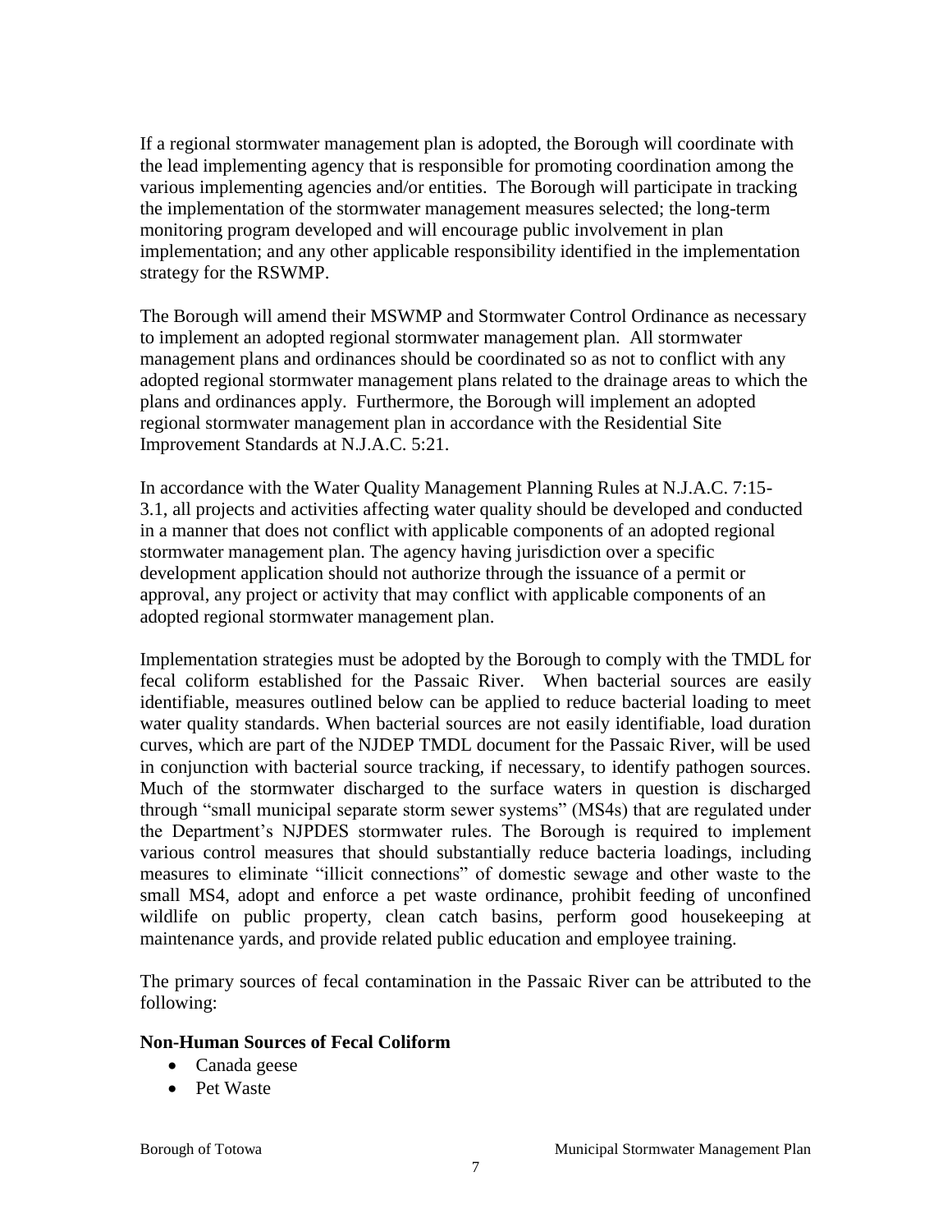If a regional stormwater management plan is adopted, the Borough will coordinate with the lead implementing agency that is responsible for promoting coordination among the various implementing agencies and/or entities. The Borough will participate in tracking the implementation of the stormwater management measures selected; the long-term monitoring program developed and will encourage public involvement in plan implementation; and any other applicable responsibility identified in the implementation strategy for the RSWMP.

The Borough will amend their MSWMP and Stormwater Control Ordinance as necessary to implement an adopted regional stormwater management plan. All stormwater management plans and ordinances should be coordinated so as not to conflict with any adopted regional stormwater management plans related to the drainage areas to which the plans and ordinances apply. Furthermore, the Borough will implement an adopted regional stormwater management plan in accordance with the Residential Site Improvement Standards at N.J.A.C. 5:21.

In accordance with the Water Quality Management Planning Rules at N.J.A.C. 7:15-3.1, all projects and activities affecting water quality should be developed and conducted in a manner that does not conflict with applicable components of an adopted regional stormwater management plan. The agency having jurisdiction over a specific development application should not authorize through the issuance of a permit or approval, any project or activity that may conflict with applicable components of an adopted regional stormwater management plan.

Implementation strategies must be adopted by the Borough to comply with the TMDL for fecal coliform established for the Passaic River. When bacterial sources are easily identifiable, measures outlined below can be applied to reduce bacterial loading to meet water quality standards. When bacterial sources are not easily identifiable, load duration curves, which are part of the NJDEP TMDL document for the Passaic River, will be used in conjunction with bacterial source tracking, if necessary, to identify pathogen sources. Much of the stormwater discharged to the surface waters in question is discharged through "small municipal separate storm sewer systems" (MS4s) that are regulated under the Department's NJPDES stormwater rules. The Borough is required to implement various control measures that should substantially reduce bacteria loadings, including measures to eliminate "illicit connections" of domestic sewage and other waste to the small MS4, adopt and enforce a pet waste ordinance, prohibit feeding of unconfined wildlife on public property, clean catch basins, perform good housekeeping at maintenance yards, and provide related public education and employee training.

The primary sources of fecal contamination in the Passaic River can be attributed to the following:

**Non-Human Sources of Fecal Coliform**

- Canada geese
- Pet Waste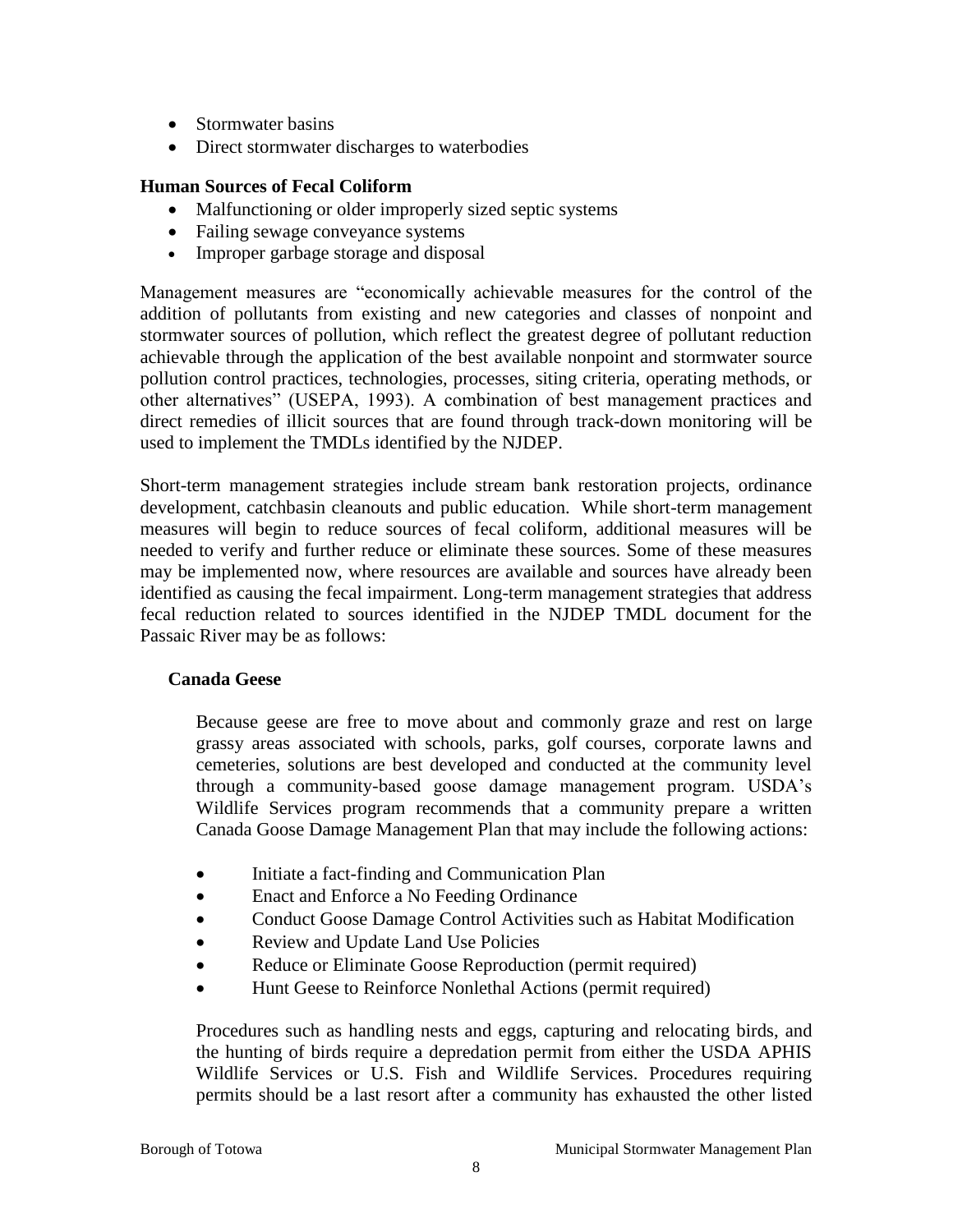- Stormwater basins
- Direct stormwater discharges to waterbodies

**Human Sources of Fecal Coliform**

- Malfunctioning or older improperly sized septic systems
- Failing sewage conveyance systems
- Improper garbage storage and disposal

Management measures are "economically achievable measures for the control of the addition of pollutants from existing and new categories and classes of nonpoint and stormwater sources of pollution, which reflect the greatest degree of pollutant reduction achievable through the application of the best available nonpoint and stormwater source pollution control practices, technologies, processes, siting criteria, operating methods, or other alternatives" (USEPA, 1993). A combination of best management practices and direct remedies of illicit sources that are found through track-down monitoring will be used to implement the TMDLs identified by the NJDEP.

Short-term management strategies include stream bank restoration projects, ordinance development, catchbasin cleanouts and public education. While short-term management measures will begin to reduce sources of fecal coliform, additional measures will be needed to verify and further reduce or eliminate these sources. Some of these measures may be implemented now, where resources are available and sources have already been identified as causing the fecal impairment. Long-term management strategies that address fecal reduction related to sources identified in the NJDEP TMDL document for the Passaic River may be as follows:

**Canada Geese**

Because geese are free to move about and commonly graze and rest on large grassy areas associated with schools, parks, golf courses, corporate lawns and cemeteries, solutions are best developed and conducted at the community level through a community-based goose damage management program. USDA's Wildlife Services program recommends that a community prepare a written Canada Goose Damage Management Plan that may include the following actions:

- Initiate a fact-finding and Communication Plan
- Enact and Enforce a No Feeding Ordinance
- Conduct Goose Damage Control Activities such as Habitat Modification
- Review and Update Land Use Policies
- Reduce or Eliminate Goose Reproduction (permit required)
- Hunt Geese to Reinforce Nonlethal Actions (permit required)

Procedures such as handling nests and eggs, capturing and relocating birds, and the hunting of birds require a depredation permit from either the USDA APHIS Wildlife Services or U.S. Fish and Wildlife Services. Procedures requiring permits should be a last resort after a community has exhausted the other listed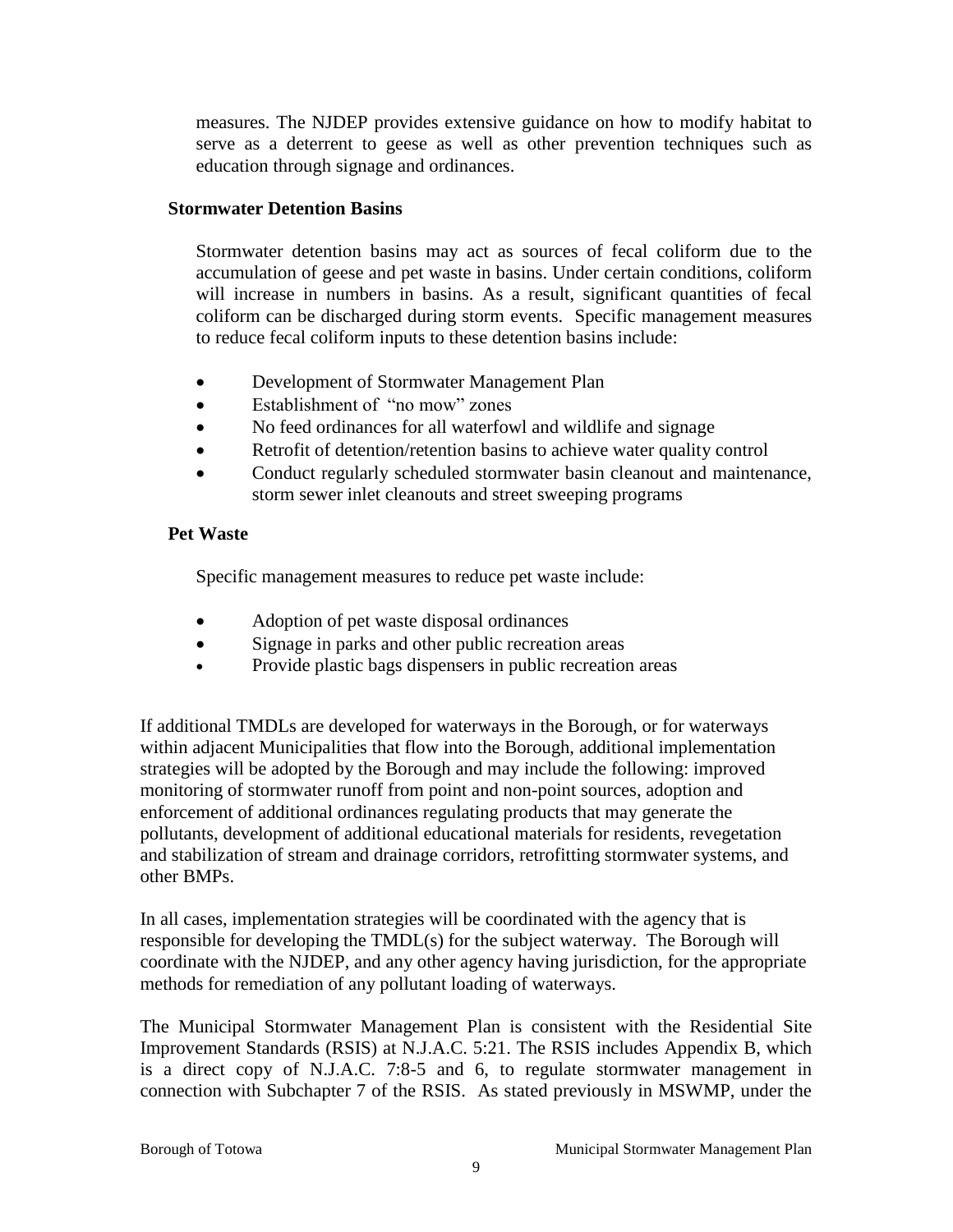measures. The NJDEP provides extensive guidance on how to modify habitat to serve as a deterrent to geese as well as other prevention techniques such as education through signage and ordinances.

**Stormwater Detention Basins**

Stormwater detention basins may act as sources of fecal coliform due to the accumulation of geese and pet waste in basins. Under certain conditions, coliform will increase in numbers in basins. As a result, significant quantities of fecal coliform can be discharged during storm events. Specific management measures to reduce fecal coliform inputs to these detention basins include:

- Development of Stormwater Management Plan
- Establishment of "no mow" zones
- No feed ordinances for all waterfowl and wildlife and signage
- Retrofit of detention/retention basins to achieve water quality control
- Conduct regularly scheduled stormwater basin cleanout and maintenance, storm sewer inlet cleanouts and street sweeping programs

**Pet Waste**

Specific management measures to reduce pet waste include:

- Adoption of pet waste disposal ordinances
- Signage in parks and other public recreation areas
- Provide plastic bags dispensers in public recreation areas

If additional TMDLs are developed for waterways in the Borough, or for waterways within adjacent Municipalities that flow into the Borough, additional implementation strategies will be adopted by the Borough and may include the following: improved monitoring of stormwater runoff from point and non-point sources, adoption and enforcement of additional ordinances regulating products that may generate the pollutants, development of additional educational materials for residents, revegetation and stabilization of stream and drainage corridors, retrofitting stormwater systems, and other BMPs.

In all cases, implementation strategies will be coordinated with the agency that is responsible for developing the TMDL(s) for the subject waterway. The Borough will coordinate with the NJDEP, and any other agency having jurisdiction, for the appropriate methods for remediation of any pollutant loading of waterways.

The Municipal Stormwater Management Plan is consistent with the Residential Site Improvement Standards (RSIS) at N.J.A.C. 5:21. The RSIS includes Appendix B, which is a direct copy of N.J.A.C. 7:8-5 and 6, to regulate stormwater management in connection with Subchapter 7 of the RSIS. As stated previously in MSWMP, under the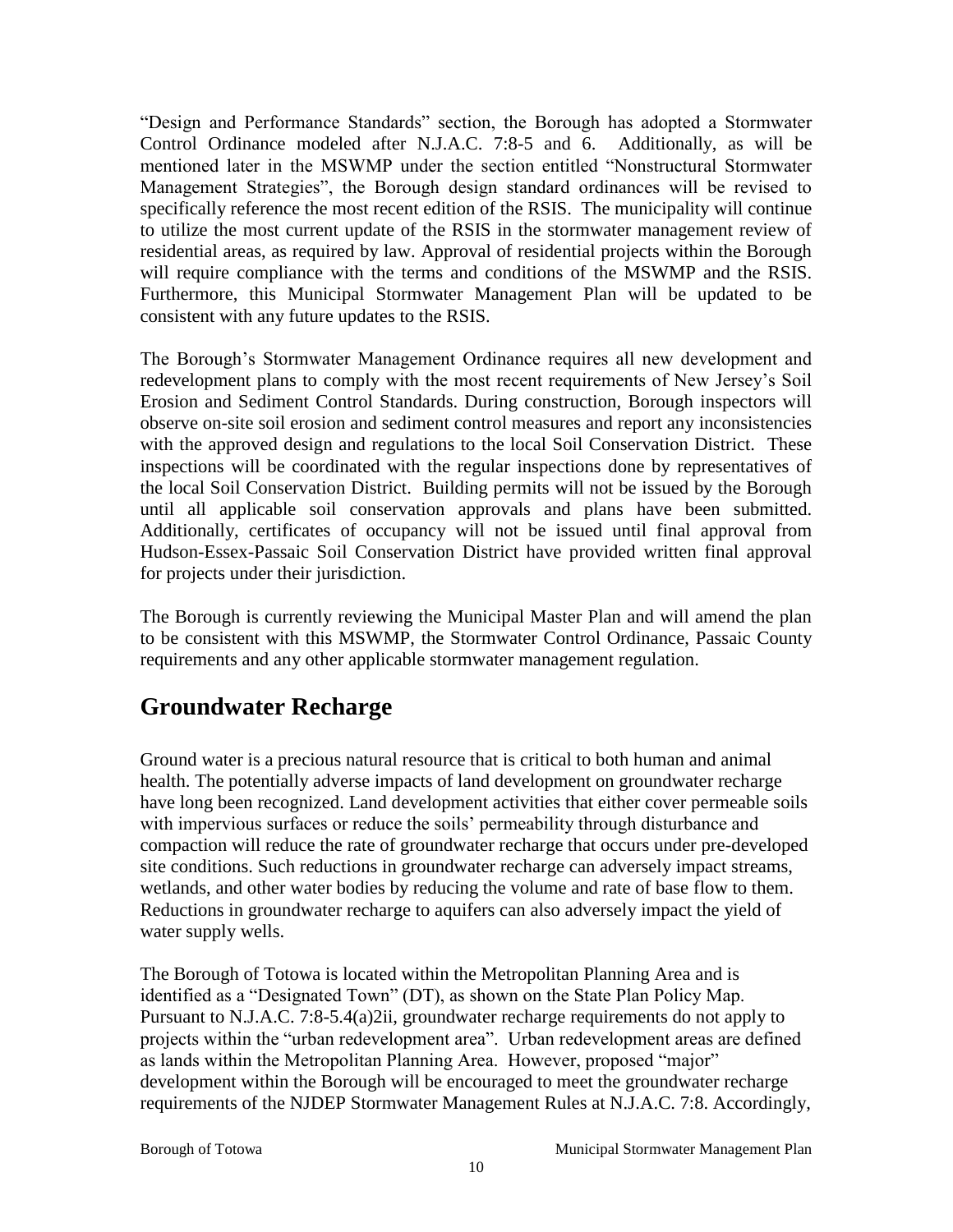"Design and Performance Standards" section, the Borough has adopted a Stormwater Control Ordinance modeled after N.J.A.C. 7:8-5 and 6. Additionally, as will be mentioned later in the MSWMP under the section entitled "Nonstructural Stormwater Management Strategies", the Borough design standard ordinances will be revised to specifically reference the most recent edition of the RSIS. The municipality will continue to utilize the most current update of the RSIS in the stormwater management review of residential areas, as required by law. Approval of residential projects within the Borough will require compliance with the terms and conditions of the MSWMP and the RSIS. Furthermore, this Municipal Stormwater Management Plan will be updated to be consistent with any future updates to the RSIS.

The Borough's Stormwater Management Ordinance requires all new development and redevelopment plans to comply with the most recent requirements of New Jersey's Soil Erosion and Sediment Control Standards. During construction, Borough inspectors will observe on-site soil erosion and sediment control measures and report any inconsistencies with the approved design and regulations to the local Soil Conservation District. These inspections will be coordinated with the regular inspections done by representatives of the local Soil Conservation District. Building permits will not be issued by the Borough until all applicable soil conservation approvals and plans have been submitted. Additionally, certificates of occupancy will not be issued until final approval from Hudson-Essex-Passaic Soil Conservation District have provided written final approval for projects under their jurisdiction.

The Borough is currently reviewing the Municipal Master Plan and will amend the plan to be consistent with this MSWMP, the Stormwater Control Ordinance, Passaic County requirements and any other applicable stormwater management regulation.

## Groundwater Recharge

Ground water is a precious natural resource that is critical to both human and animal health. The potentially adverse impacts of land development on groundwater recharge have long been recognized. Land development activities that either cover permeable soils with impervious surfaces or reduce the soils' permeability through disturbance and compaction will reduce the rate of groundwater recharge that occurs under pre-developed site conditions. Such reductions in groundwater recharge can adversely impact streams, wetlands, and other water bodies by reducing the volume and rate of base flow to them. Reductions in groundwater recharge to aquifers can also adversely impact the yield of water supply wells.

The Borough of Totowa is located within the Metropolitan Planning Area and is identified as a "Designated Town" (DT), as shown on the State Plan Policy Map. Pursuant to N.J.A.C. 7:8-5.4(a)2ii, groundwater recharge requirements do not apply to projects within the "urban redevelopment area". Urban redevelopment areas are defined as lands within the Metropolitan Planning Area. However, proposed "major" development within the Borough will be encouraged to meet the groundwater recharge requirements of the NJDEP Stormwater Management Rules at N.J.A.C. 7:8. Accordingly,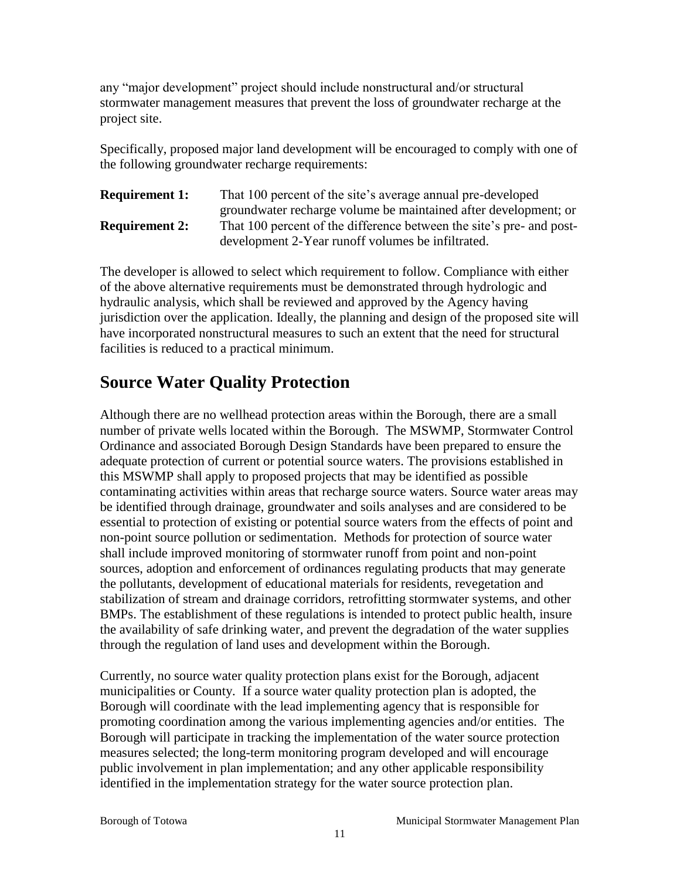any "major development" project should include nonstructural and/or structural stormwater management measures that prevent the loss of groundwater recharge at the project site.

Specifically, proposed major land development will be encouraged to comply with one of the following groundwater recharge requirements:

**Requirement 1:** That 100 percent of the site's average annual pre-developed groundwater recharge volume be maintained after development; or

**Requirement 2:** That 100 percent of the difference between the site's pre- and post-development 2-Year runoff volumes be infiltrated.

The developer is allowed to select which requirement to follow. Compliance with either of the above alternative requirements must be demonstrated through hydrologic and hydraulic analysis, which shall be reviewed and approved by the Agency having jurisdiction over the application. Ideally, the planning and design of the proposed site will have incorporated nonstructural measures to such an extent that the need for structural facilities is reduced to a practical minimum.

## Source Water Quality Protection

Although there are no wellhead protection areas within the Borough, there are a small number of private wells located within the Borough. The MSWMP, Stormwater Control Ordinance and associated Borough Design Standards have been prepared to ensure the adequate protection of current or potential source waters. The provisions established in this MSWMP shall apply to proposed projects that may be identified as possible contaminating activities within areas that recharge source waters. Source water areas may be identified through drainage, groundwater and soils analyses and are considered to be essential to protection of existing or potential source waters from the effects of point and non-point source pollution or sedimentation. Methods for protection of source water shall include improved monitoring of stormwater runoff from point and non-point sources, adoption and enforcement of ordinances regulating products that may generate the pollutants, development of educational materials for residents, revegetation and stabilization of stream and drainage corridors, retrofitting stormwater systems, and other BMPs. The establishment of these regulations is intended to protect public health, insure the availability of safe drinking water, and prevent the degradation of the water supplies through the regulation of land uses and development within the Borough.

Currently, no source water quality protection plans exist for the Borough, adjacent municipalities or County. If a source water quality protection plan is adopted, the Borough will coordinate with the lead implementing agency that is responsible for promoting coordination among the various implementing agencies and/or entities. The Borough will participate in tracking the implementation of the water source protection measures selected; the long-term monitoring program developed and will encourage public involvement in plan implementation; and any other applicable responsibility identified in the implementation strategy for the water source protection plan.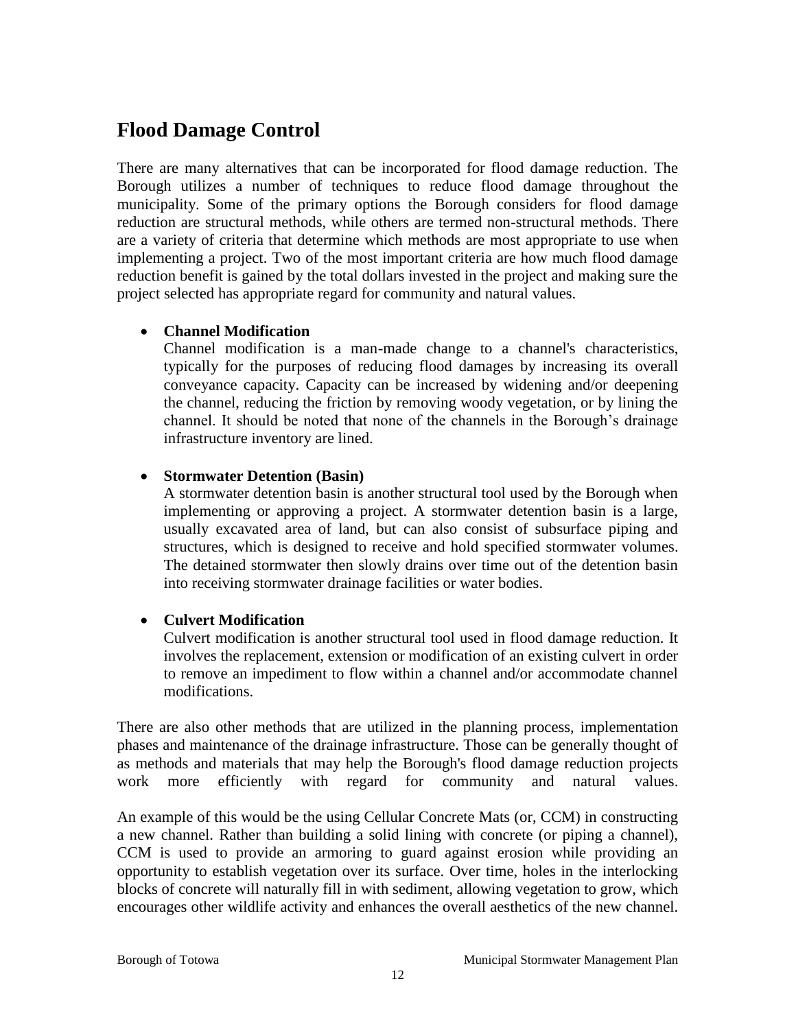## Flood Damage Control

There are many alternatives that can be incorporated for flood damage reduction. The Borough utilizes a number of techniques to reduce flood damage throughout the municipality. Some of the primary options the Borough considers for flood damage reduction are structural methods, while others are termed non-structural methods. There are a variety of criteria that determine which methods are most appropriate to use when implementing a project. Two of the most important criteria are how much flood damage reduction benefit is gained by the total dollars invested in the project and making sure the project selected has appropriate regard for community and natural values.

- **Channel Modification**
  Channel modification is a man-made change to a channel's characteristics, typically for the purposes of reducing flood damages by increasing its overall conveyance capacity. Capacity can be increased by widening and/or deepening the channel, reducing the friction by removing woody vegetation, or by lining the channel. It should be noted that none of the channels in the Borough's drainage infrastructure inventory are lined.

- **Stormwater Detention (Basin)**
  A stormwater detention basin is another structural tool used by the Borough when implementing or approving a project. A stormwater detention basin is a large, usually excavated area of land, but can also consist of subsurface piping and structures, which is designed to receive and hold specified stormwater volumes. The detained stormwater then slowly drains over time out of the detention basin into receiving stormwater drainage facilities or water bodies.

- **Culvert Modification**
  Culvert modification is another structural tool used in flood damage reduction. It involves the replacement, extension or modification of an existing culvert in order to remove an impediment to flow within a channel and/or accommodate channel modifications.

There are also other methods that are utilized in the planning process, implementation phases and maintenance of the drainage infrastructure. Those can be generally thought of as methods and materials that may help the Borough's flood damage reduction projects work more efficiently with regard for community and natural values.

An example of this would be the using Cellular Concrete Mats (or, CCM) in constructing a new channel. Rather than building a solid lining with concrete (or piping a channel), CCM is used to provide an armoring to guard against erosion while providing an opportunity to establish vegetation over its surface. Over time, holes in the interlocking blocks of concrete will naturally fill in with sediment, allowing vegetation to grow, which encourages other wildlife activity and enhances the overall aesthetics of the new channel.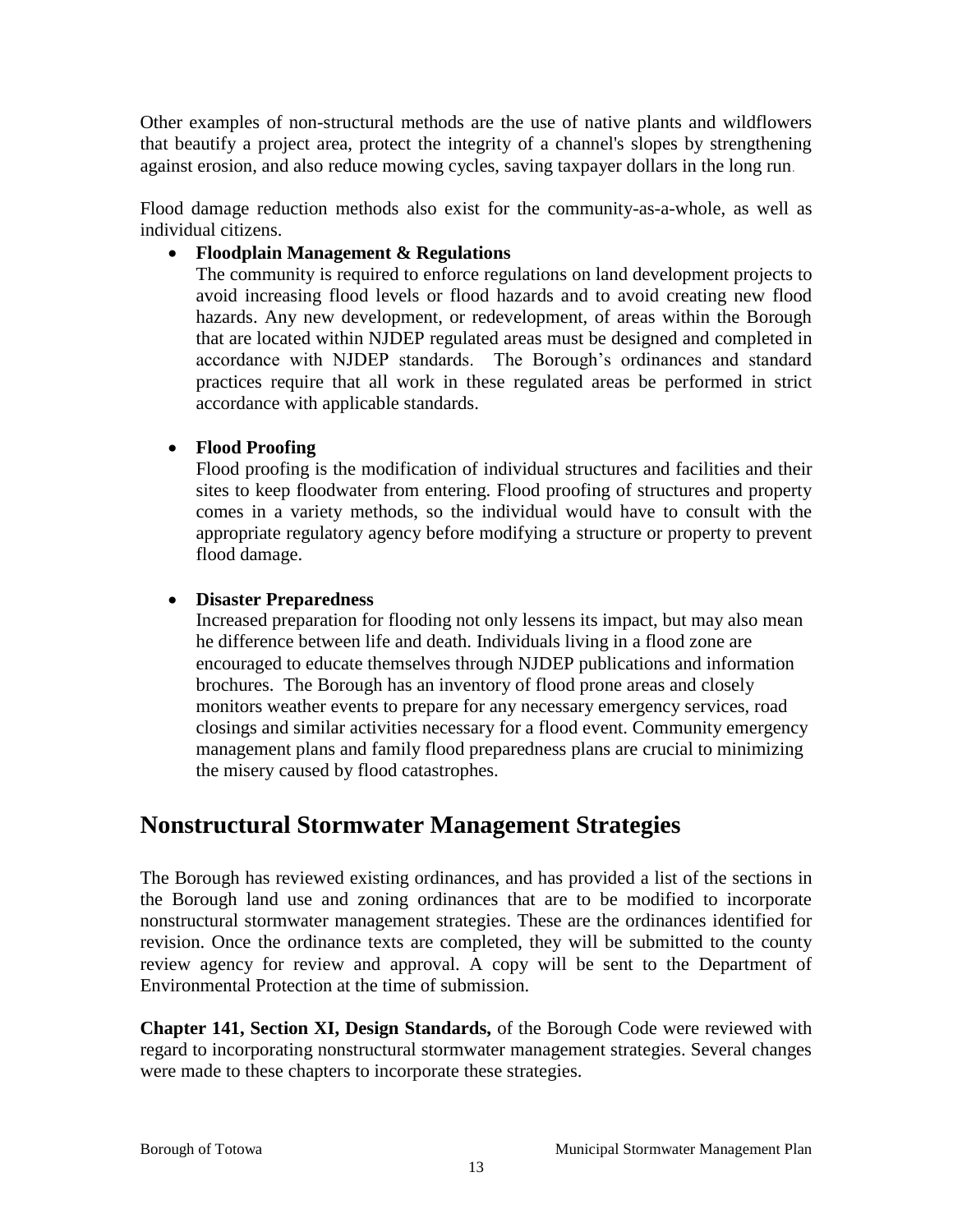Other examples of non-structural methods are the use of native plants and wildflowers that beautify a project area, protect the integrity of a channel's slopes by strengthening against erosion, and also reduce mowing cycles, saving taxpayer dollars in the long run.

Flood damage reduction methods also exist for the community-as-a-whole, as well as individual citizens.

- **Floodplain Management & Regulations**
  The community is required to enforce regulations on land development projects to avoid increasing flood levels or flood hazards and to avoid creating new flood hazards. Any new development, or redevelopment, of areas within the Borough that are located within NJDEP regulated areas must be designed and completed in accordance with NJDEP standards. The Borough's ordinances and standard practices require that all work in these regulated areas be performed in strict accordance with applicable standards.

- **Flood Proofing**
  Flood proofing is the modification of individual structures and facilities and their sites to keep floodwater from entering. Flood proofing of structures and property comes in a variety methods, so the individual would have to consult with the appropriate regulatory agency before modifying a structure or property to prevent flood damage.

- **Disaster Preparedness**
  Increased preparation for flooding not only lessens its impact, but may also mean he difference between life and death. Individuals living in a flood zone are encouraged to educate themselves through NJDEP publications and information brochures. The Borough has an inventory of flood prone areas and closely monitors weather events to prepare for any necessary emergency services, road closings and similar activities necessary for a flood event. Community emergency management plans and family flood preparedness plans are crucial to minimizing the misery caused by flood catastrophes.

## Nonstructural Stormwater Management Strategies

The Borough has reviewed existing ordinances, and has provided a list of the sections in the Borough land use and zoning ordinances that are to be modified to incorporate nonstructural stormwater management strategies. These are the ordinances identified for revision. Once the ordinance texts are completed, they will be submitted to the county review agency for review and approval. A copy will be sent to the Department of Environmental Protection at the time of submission.

**Chapter 141, Section XI, Design Standards,** of the Borough Code were reviewed with regard to incorporating nonstructural stormwater management strategies. Several changes were made to these chapters to incorporate these strategies.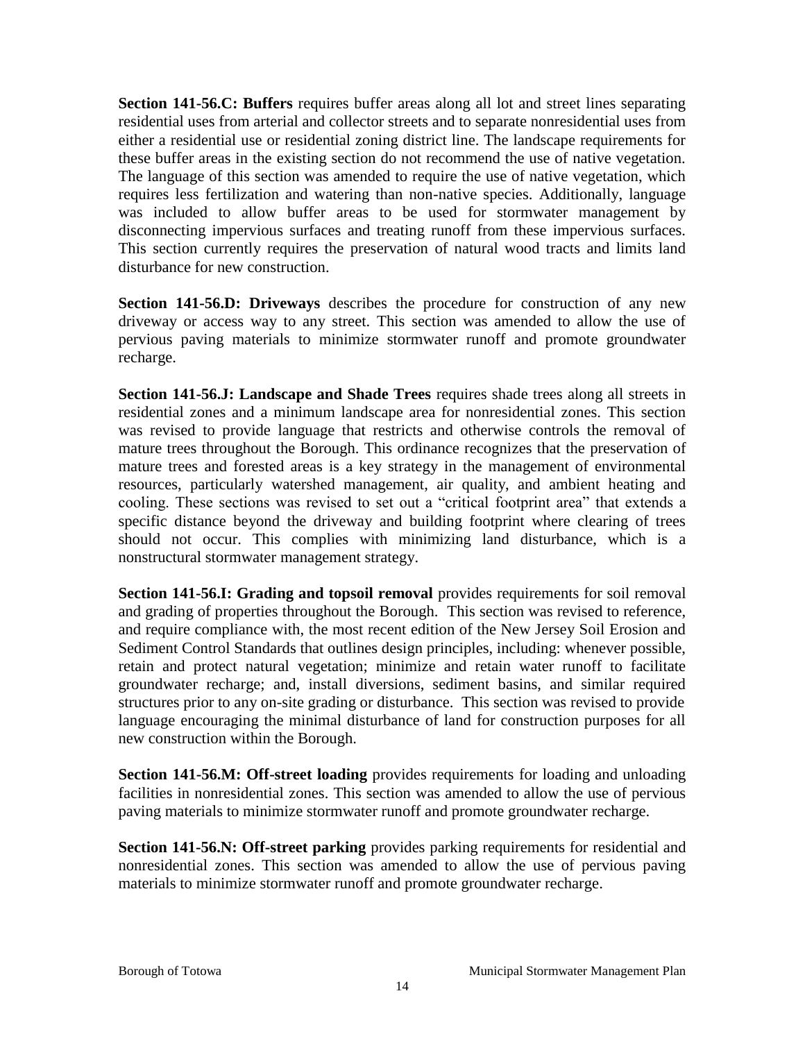**Section 141-56.C: Buffers** requires buffer areas along all lot and street lines separating residential uses from arterial and collector streets and to separate nonresidential uses from either a residential use or residential zoning district line. The landscape requirements for these buffer areas in the existing section do not recommend the use of native vegetation. The language of this section was amended to require the use of native vegetation, which requires less fertilization and watering than non-native species. Additionally, language was included to allow buffer areas to be used for stormwater management by disconnecting impervious surfaces and treating runoff from these impervious surfaces. This section currently requires the preservation of natural wood tracts and limits land disturbance for new construction.

**Section 141-56.D: Driveways** describes the procedure for construction of any new driveway or access way to any street. This section was amended to allow the use of pervious paving materials to minimize stormwater runoff and promote groundwater recharge.

**Section 141-56.J: Landscape and Shade Trees** requires shade trees along all streets in residential zones and a minimum landscape area for nonresidential zones. This section was revised to provide language that restricts and otherwise controls the removal of mature trees throughout the Borough. This ordinance recognizes that the preservation of mature trees and forested areas is a key strategy in the management of environmental resources, particularly watershed management, air quality, and ambient heating and cooling. These sections was revised to set out a "critical footprint area" that extends a specific distance beyond the driveway and building footprint where clearing of trees should not occur. This complies with minimizing land disturbance, which is a nonstructural stormwater management strategy.

**Section 141-56.I: Grading and topsoil removal** provides requirements for soil removal and grading of properties throughout the Borough. This section was revised to reference, and require compliance with, the most recent edition of the New Jersey Soil Erosion and Sediment Control Standards that outlines design principles, including: whenever possible, retain and protect natural vegetation; minimize and retain water runoff to facilitate groundwater recharge; and, install diversions, sediment basins, and similar required structures prior to any on-site grading or disturbance. This section was revised to provide language encouraging the minimal disturbance of land for construction purposes for all new construction within the Borough.

**Section 141-56.M: Off-street loading** provides requirements for loading and unloading facilities in nonresidential zones. This section was amended to allow the use of pervious paving materials to minimize stormwater runoff and promote groundwater recharge.

**Section 141-56.N: Off-street parking** provides parking requirements for residential and nonresidential zones. This section was amended to allow the use of pervious paving materials to minimize stormwater runoff and promote groundwater recharge.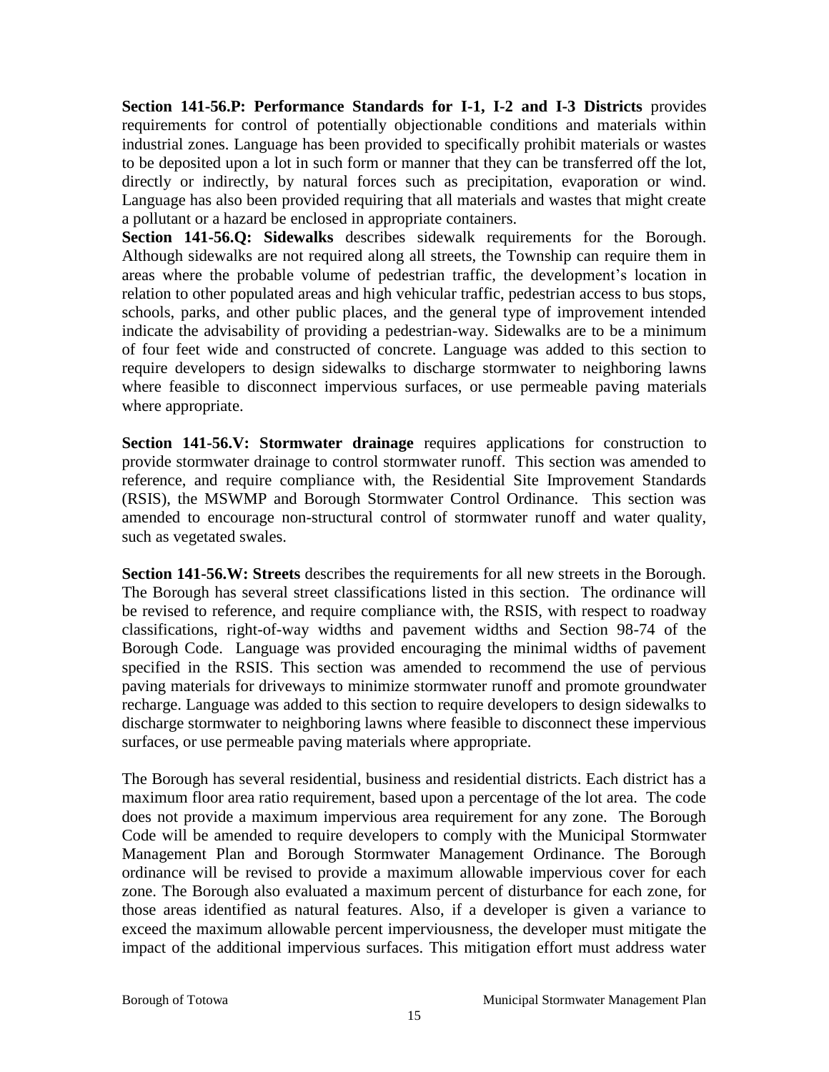**Section 141-56.P: Performance Standards for I-1, I-2 and I-3 Districts** provides requirements for control of potentially objectionable conditions and materials within industrial zones. Language has been provided to specifically prohibit materials or wastes to be deposited upon a lot in such form or manner that they can be transferred off the lot, directly or indirectly, by natural forces such as precipitation, evaporation or wind. Language has also been provided requiring that all materials and wastes that might create a pollutant or a hazard be enclosed in appropriate containers.

**Section 141-56.Q: Sidewalks** describes sidewalk requirements for the Borough. Although sidewalks are not required along all streets, the Township can require them in areas where the probable volume of pedestrian traffic, the development's location in relation to other populated areas and high vehicular traffic, pedestrian access to bus stops, schools, parks, and other public places, and the general type of improvement intended indicate the advisability of providing a pedestrian-way. Sidewalks are to be a minimum of four feet wide and constructed of concrete. Language was added to this section to require developers to design sidewalks to discharge stormwater to neighboring lawns where feasible to disconnect impervious surfaces, or use permeable paving materials where appropriate.

**Section 141-56.V: Stormwater drainage** requires applications for construction to provide stormwater drainage to control stormwater runoff. This section was amended to reference, and require compliance with, the Residential Site Improvement Standards (RSIS), the MSWMP and Borough Stormwater Control Ordinance. This section was amended to encourage non-structural control of stormwater runoff and water quality, such as vegetated swales.

**Section 141-56.W: Streets** describes the requirements for all new streets in the Borough. The Borough has several street classifications listed in this section. The ordinance will be revised to reference, and require compliance with, the RSIS, with respect to roadway classifications, right-of-way widths and pavement widths and Section 98-74 of the Borough Code. Language was provided encouraging the minimal widths of pavement specified in the RSIS. This section was amended to recommend the use of pervious paving materials for driveways to minimize stormwater runoff and promote groundwater recharge. Language was added to this section to require developers to design sidewalks to discharge stormwater to neighboring lawns where feasible to disconnect these impervious surfaces, or use permeable paving materials where appropriate.

The Borough has several residential, business and residential districts. Each district has a maximum floor area ratio requirement, based upon a percentage of the lot area. The code does not provide a maximum impervious area requirement for any zone. The Borough Code will be amended to require developers to comply with the Municipal Stormwater Management Plan and Borough Stormwater Management Ordinance. The Borough ordinance will be revised to provide a maximum allowable impervious cover for each zone. The Borough also evaluated a maximum percent of disturbance for each zone, for those areas identified as natural features. Also, if a developer is given a variance to exceed the maximum allowable percent imperviousness, the developer must mitigate the impact of the additional impervious surfaces. This mitigation effort must address water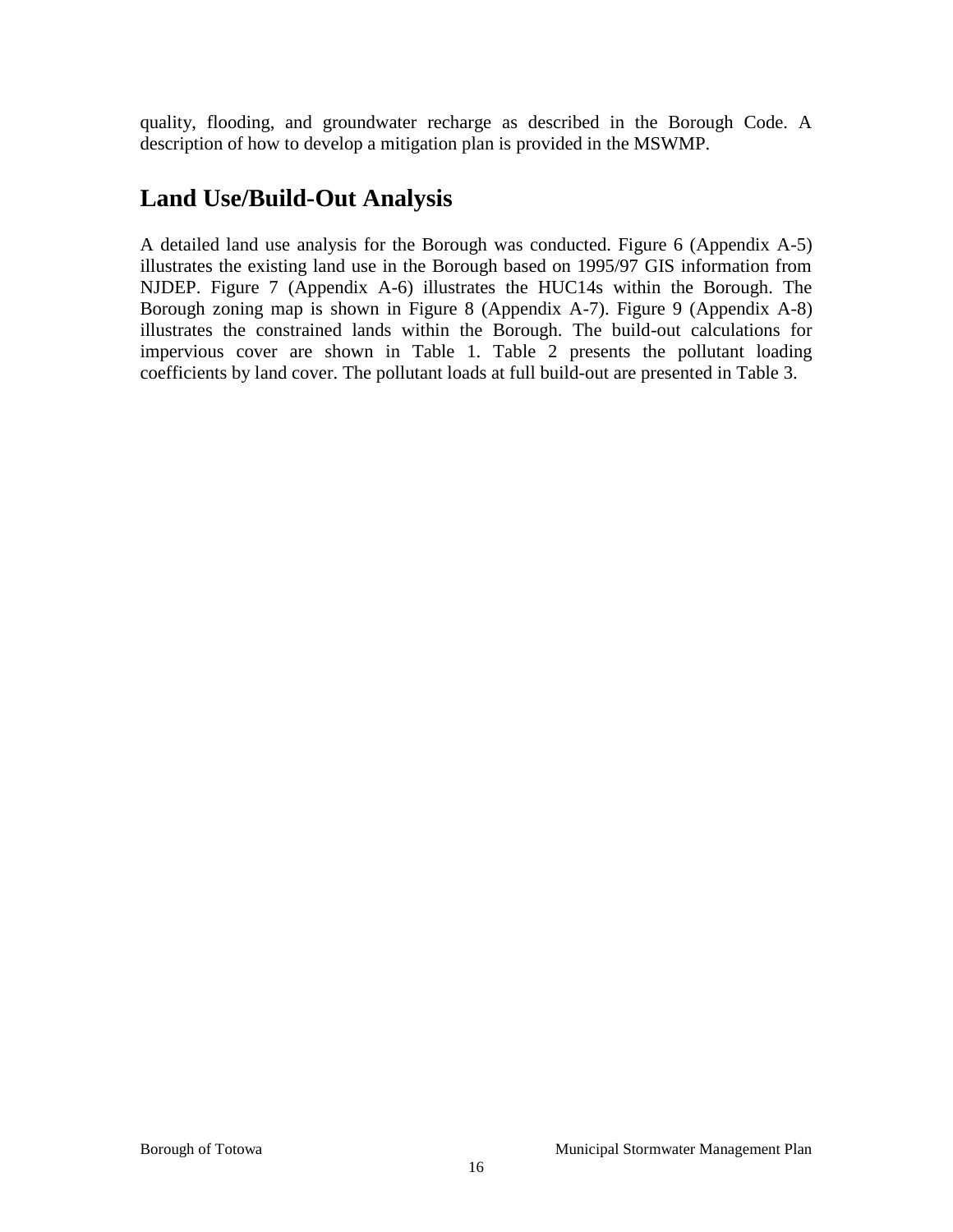quality, flooding, and groundwater recharge as described in the Borough Code. A description of how to develop a mitigation plan is provided in the MSWMP.

## Land Use/Build-Out Analysis

A detailed land use analysis for the Borough was conducted. Figure 6 (Appendix A-5) illustrates the existing land use in the Borough based on 1995/97 GIS information from NJDEP. Figure 7 (Appendix A-6) illustrates the HUC14s within the Borough. The Borough zoning map is shown in Figure 8 (Appendix A-7). Figure 9 (Appendix A-8) illustrates the constrained lands within the Borough. The build-out calculations for impervious cover are shown in Table 1. Table 2 presents the pollutant loading coefficients by land cover. The pollutant loads at full build-out are presented in Table 3.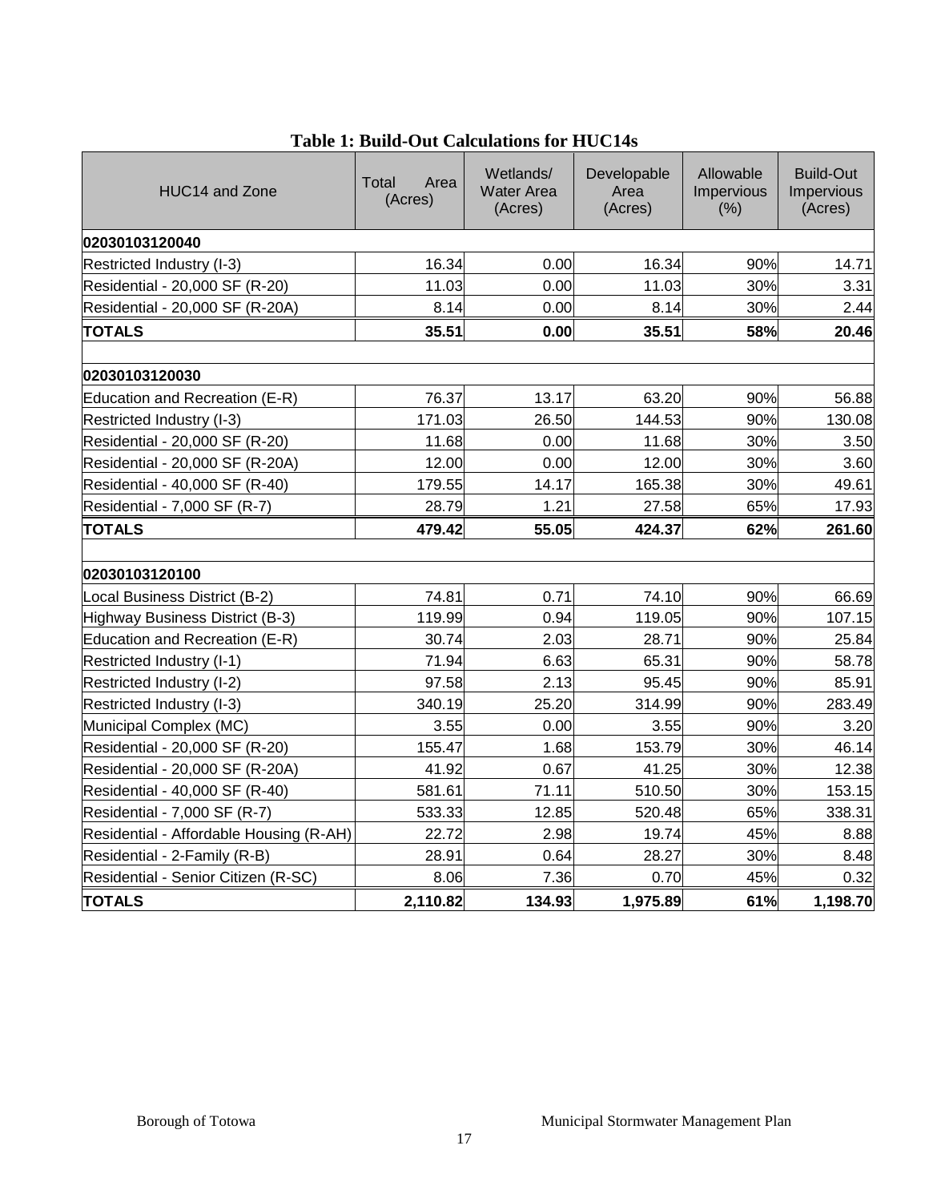**Table 1: Build-Out Calculations for HUC14s**

| HUC14 and Zone | Total Area (Acres) | Wetlands/ Water Area (Acres) | Developable Area (Acres) | Allowable Impervious (%) | Build-Out Impervious (Acres) |
|---|---|---|---|---|---|
| **02030103120040** | | | | | |
| Restricted Industry (I-3) | 16.34 | 0.00 | 16.34 | 90% | 14.71 |
| Residential - 20,000 SF (R-20) | 11.03 | 0.00 | 11.03 | 30% | 3.31 |
| Residential - 20,000 SF (R-20A) | 8.14 | 0.00 | 8.14 | 30% | 2.44 |
| **TOTALS** | **35.51** | **0.00** | **35.51** | **58%** | **20.46** |
| | | | | | |
| **02030103120030** | | | | | |
| Education and Recreation (E-R) | 76.37 | 13.17 | 63.20 | 90% | 56.88 |
| Restricted Industry (I-3) | 171.03 | 26.50 | 144.53 | 90% | 130.08 |
| Residential - 20,000 SF (R-20) | 11.68 | 0.00 | 11.68 | 30% | 3.50 |
| Residential - 20,000 SF (R-20A) | 12.00 | 0.00 | 12.00 | 30% | 3.60 |
| Residential - 40,000 SF (R-40) | 179.55 | 14.17 | 165.38 | 30% | 49.61 |
| Residential - 7,000 SF (R-7) | 28.79 | 1.21 | 27.58 | 65% | 17.93 |
| **TOTALS** | **479.42** | **55.05** | **424.37** | **62%** | **261.60** |
| | | | | | |
| **02030103120100** | | | | | |
| Local Business District (B-2) | 74.81 | 0.71 | 74.10 | 90% | 66.69 |
| Highway Business District (B-3) | 119.99 | 0.94 | 119.05 | 90% | 107.15 |
| Education and Recreation (E-R) | 30.74 | 2.03 | 28.71 | 90% | 25.84 |
| Restricted Industry (I-1) | 71.94 | 6.63 | 65.31 | 90% | 58.78 |
| Restricted Industry (I-2) | 97.58 | 2.13 | 95.45 | 90% | 85.91 |
| Restricted Industry (I-3) | 340.19 | 25.20 | 314.99 | 90% | 283.49 |
| Municipal Complex (MC) | 3.55 | 0.00 | 3.55 | 90% | 3.20 |
| Residential - 20,000 SF (R-20) | 155.47 | 1.68 | 153.79 | 30% | 46.14 |
| Residential - 20,000 SF (R-20A) | 41.92 | 0.67 | 41.25 | 30% | 12.38 |
| Residential - 40,000 SF (R-40) | 581.61 | 71.11 | 510.50 | 30% | 153.15 |
| Residential - 7,000 SF (R-7) | 533.33 | 12.85 | 520.48 | 65% | 338.31 |
| Residential - Affordable Housing (R-AH) | 22.72 | 2.98 | 19.74 | 45% | 8.88 |
| Residential - 2-Family (R-B) | 28.91 | 0.64 | 28.27 | 30% | 8.48 |
| Residential - Senior Citizen (R-SC) | 8.06 | 7.36 | 0.70 | 45% | 0.32 |
| **TOTALS** | **2,110.82** | **134.93** | **1,975.89** | **61%** | **1,198.70** |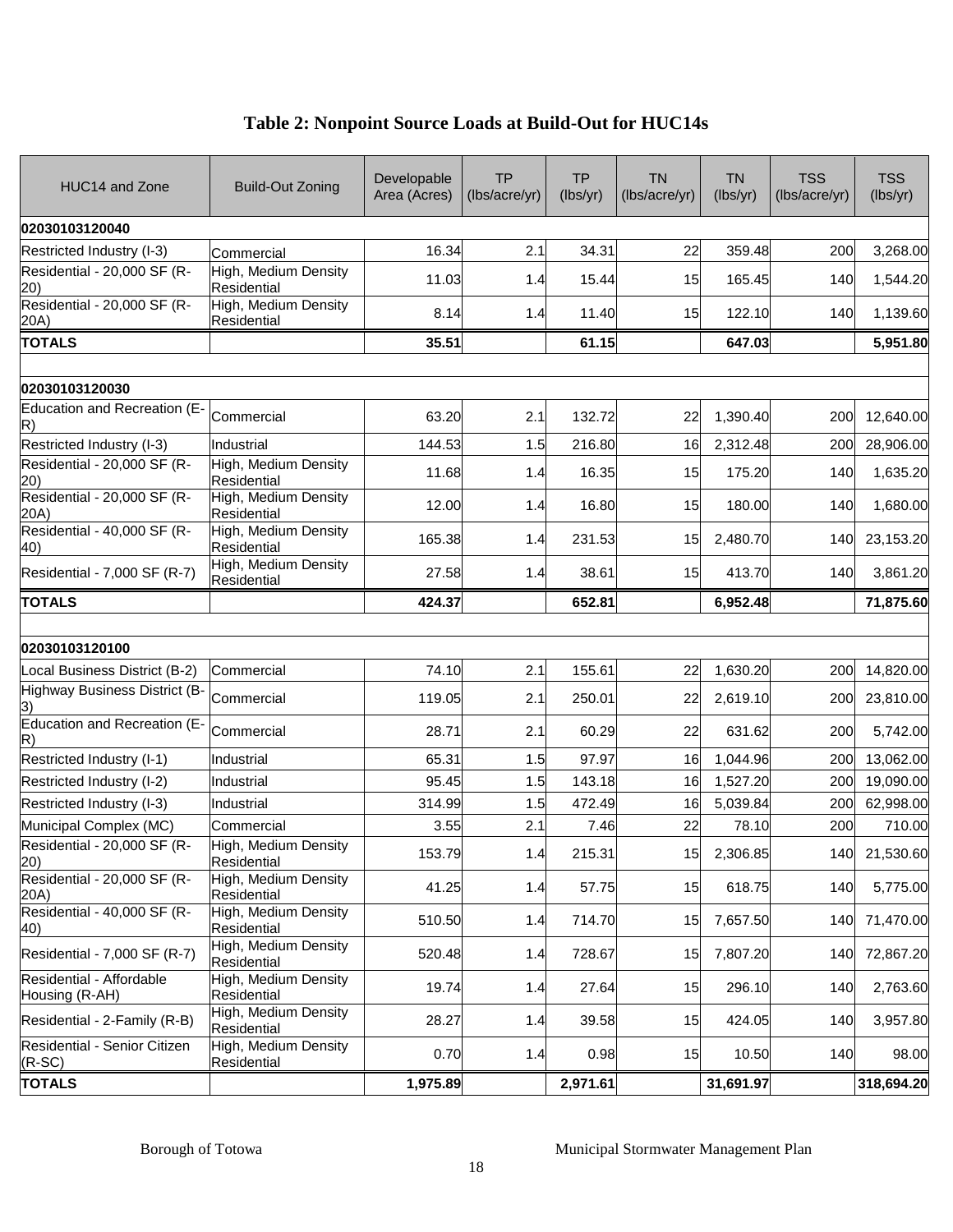# Table 2: Nonpoint Source Loads at Build-Out for HUC14s

| HUC14 and Zone | Build-Out Zoning | Developable Area (Acres) | TP (lbs/acre/yr) | TP (lbs/yr) | TN (lbs/acre/yr) | TN (lbs/yr) | TSS (lbs/acre/yr) | TSS (lbs/yr) |
|---|---|---|---|---|---|---|---|---|
| **02030103120040** | | | | | | | | |
| Restricted Industry (I-3) | Commercial | 16.34 | 2.1 | 34.31 | 22 | 359.48 | 200 | 3,268.00 |
| Residential - 20,000 SF (R-20) | High, Medium Density Residential | 11.03 | 1.4 | 15.44 | 15 | 165.45 | 140 | 1,544.20 |
| Residential - 20,000 SF (R-20A) | High, Medium Density Residential | 8.14 | 1.4 | 11.40 | 15 | 122.10 | 140 | 1,139.60 |
| **TOTALS** | | **35.51** | | **61.15** | | **647.03** | | **5,951.80** |
| | | | | | | | | |
| **02030103120030** | | | | | | | | |
| Education and Recreation (E-R) | Commercial | 63.20 | 2.1 | 132.72 | 22 | 1,390.40 | 200 | 12,640.00 |
| Restricted Industry (I-3) | Industrial | 144.53 | 1.5 | 216.80 | 16 | 2,312.48 | 200 | 28,906.00 |
| Residential - 20,000 SF (R-20) | High, Medium Density Residential | 11.68 | 1.4 | 16.35 | 15 | 175.20 | 140 | 1,635.20 |
| Residential - 20,000 SF (R-20A) | High, Medium Density Residential | 12.00 | 1.4 | 16.80 | 15 | 180.00 | 140 | 1,680.00 |
| Residential - 40,000 SF (R-40) | High, Medium Density Residential | 165.38 | 1.4 | 231.53 | 15 | 2,480.70 | 140 | 23,153.20 |
| Residential - 7,000 SF (R-7) | High, Medium Density Residential | 27.58 | 1.4 | 38.61 | 15 | 413.70 | 140 | 3,861.20 |
| **TOTALS** | | **424.37** | | **652.81** | | **6,952.48** | | **71,875.60** |
| | | | | | | | | |
| **02030103120100** | | | | | | | | |
| Local Business District (B-2) | Commercial | 74.10 | 2.1 | 155.61 | 22 | 1,630.20 | 200 | 14,820.00 |
| Highway Business District (B-3) | Commercial | 119.05 | 2.1 | 250.01 | 22 | 2,619.10 | 200 | 23,810.00 |
| Education and Recreation (E-R) | Commercial | 28.71 | 2.1 | 60.29 | 22 | 631.62 | 200 | 5,742.00 |
| Restricted Industry (I-1) | Industrial | 65.31 | 1.5 | 97.97 | 16 | 1,044.96 | 200 | 13,062.00 |
| Restricted Industry (I-2) | Industrial | 95.45 | 1.5 | 143.18 | 16 | 1,527.20 | 200 | 19,090.00 |
| Restricted Industry (I-3) | Industrial | 314.99 | 1.5 | 472.49 | 16 | 5,039.84 | 200 | 62,998.00 |
| Municipal Complex (MC) | Commercial | 3.55 | 2.1 | 7.46 | 22 | 78.10 | 200 | 710.00 |
| Residential - 20,000 SF (R-20) | High, Medium Density Residential | 153.79 | 1.4 | 215.31 | 15 | 2,306.85 | 140 | 21,530.60 |
| Residential - 20,000 SF (R-20A) | High, Medium Density Residential | 41.25 | 1.4 | 57.75 | 15 | 618.75 | 140 | 5,775.00 |
| Residential - 40,000 SF (R-40) | High, Medium Density Residential | 510.50 | 1.4 | 714.70 | 15 | 7,657.50 | 140 | 71,470.00 |
| Residential - 7,000 SF (R-7) | High, Medium Density Residential | 520.48 | 1.4 | 728.67 | 15 | 7,807.20 | 140 | 72,867.20 |
| Residential - Affordable Housing (R-AH) | High, Medium Density Residential | 19.74 | 1.4 | 27.64 | 15 | 296.10 | 140 | 2,763.60 |
| Residential - 2-Family (R-B) | High, Medium Density Residential | 28.27 | 1.4 | 39.58 | 15 | 424.05 | 140 | 3,957.80 |
| Residential - Senior Citizen (R-SC) | High, Medium Density Residential | 0.70 | 1.4 | 0.98 | 15 | 10.50 | 140 | 98.00 |
| **TOTALS** | | **1,975.89** | | **2,971.61** | | **31,691.97** | | **318,694.20** |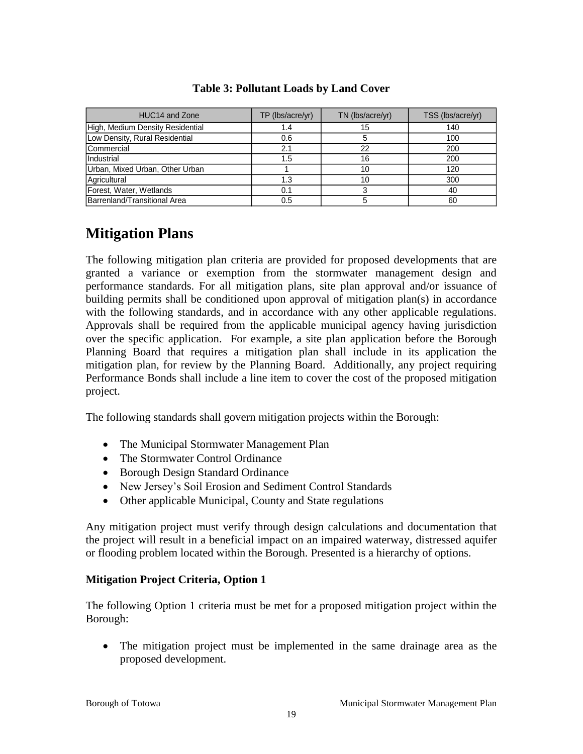**Table 3: Pollutant Loads by Land Cover**

| HUC14 and Zone | TP (lbs/acre/yr) | TN (lbs/acre/yr) | TSS (lbs/acre/yr) |
|---|---|---|---|
| High, Medium Density Residential | 1.4 | 15 | 140 |
| Low Density, Rural Residential | 0.6 | 5 | 100 |
| Commercial | 2.1 | 22 | 200 |
| Industrial | 1.5 | 16 | 200 |
| Urban, Mixed Urban, Other Urban | 1 | 10 | 120 |
| Agricultural | 1.3 | 10 | 300 |
| Forest, Water, Wetlands | 0.1 | 3 | 40 |
| Barrenland/Transitional Area | 0.5 | 5 | 60 |

# Mitigation Plans

The following mitigation plan criteria are provided for proposed developments that are granted a variance or exemption from the stormwater management design and performance standards. For all mitigation plans, site plan approval and/or issuance of building permits shall be conditioned upon approval of mitigation plan(s) in accordance with the following standards, and in accordance with any other applicable regulations. Approvals shall be required from the applicable municipal agency having jurisdiction over the specific application. For example, a site plan application before the Borough Planning Board that requires a mitigation plan shall include in its application the mitigation plan, for review by the Planning Board. Additionally, any project requiring Performance Bonds shall include a line item to cover the cost of the proposed mitigation project.

The following standards shall govern mitigation projects within the Borough:

- The Municipal Stormwater Management Plan
- The Stormwater Control Ordinance
- Borough Design Standard Ordinance
- New Jersey's Soil Erosion and Sediment Control Standards
- Other applicable Municipal, County and State regulations

Any mitigation project must verify through design calculations and documentation that the project will result in a beneficial impact on an impaired waterway, distressed aquifer or flooding problem located within the Borough. Presented is a hierarchy of options.

**Mitigation Project Criteria, Option 1**

The following Option 1 criteria must be met for a proposed mitigation project within the Borough:

- The mitigation project must be implemented in the same drainage area as the proposed development.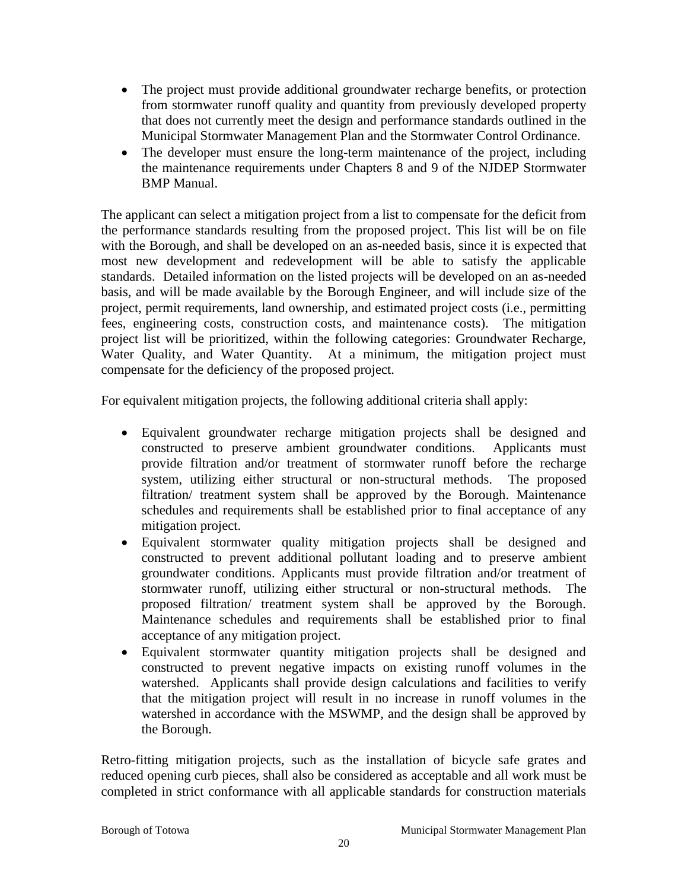- The project must provide additional groundwater recharge benefits, or protection from stormwater runoff quality and quantity from previously developed property that does not currently meet the design and performance standards outlined in the Municipal Stormwater Management Plan and the Stormwater Control Ordinance.
- The developer must ensure the long-term maintenance of the project, including the maintenance requirements under Chapters 8 and 9 of the NJDEP Stormwater BMP Manual.

The applicant can select a mitigation project from a list to compensate for the deficit from the performance standards resulting from the proposed project. This list will be on file with the Borough, and shall be developed on an as-needed basis, since it is expected that most new development and redevelopment will be able to satisfy the applicable standards. Detailed information on the listed projects will be developed on an as-needed basis, and will be made available by the Borough Engineer, and will include size of the project, permit requirements, land ownership, and estimated project costs (i.e., permitting fees, engineering costs, construction costs, and maintenance costs). The mitigation project list will be prioritized, within the following categories: Groundwater Recharge, Water Quality, and Water Quantity. At a minimum, the mitigation project must compensate for the deficiency of the proposed project.

For equivalent mitigation projects, the following additional criteria shall apply:

- Equivalent groundwater recharge mitigation projects shall be designed and constructed to preserve ambient groundwater conditions. Applicants must provide filtration and/or treatment of stormwater runoff before the recharge system, utilizing either structural or non-structural methods. The proposed filtration/ treatment system shall be approved by the Borough. Maintenance schedules and requirements shall be established prior to final acceptance of any mitigation project.
- Equivalent stormwater quality mitigation projects shall be designed and constructed to prevent additional pollutant loading and to preserve ambient groundwater conditions. Applicants must provide filtration and/or treatment of stormwater runoff, utilizing either structural or non-structural methods. The proposed filtration/ treatment system shall be approved by the Borough. Maintenance schedules and requirements shall be established prior to final acceptance of any mitigation project.
- Equivalent stormwater quantity mitigation projects shall be designed and constructed to prevent negative impacts on existing runoff volumes in the watershed. Applicants shall provide design calculations and facilities to verify that the mitigation project will result in no increase in runoff volumes in the watershed in accordance with the MSWMP, and the design shall be approved by the Borough.

Retro-fitting mitigation projects, such as the installation of bicycle safe grates and reduced opening curb pieces, shall also be considered as acceptable and all work must be completed in strict conformance with all applicable standards for construction materials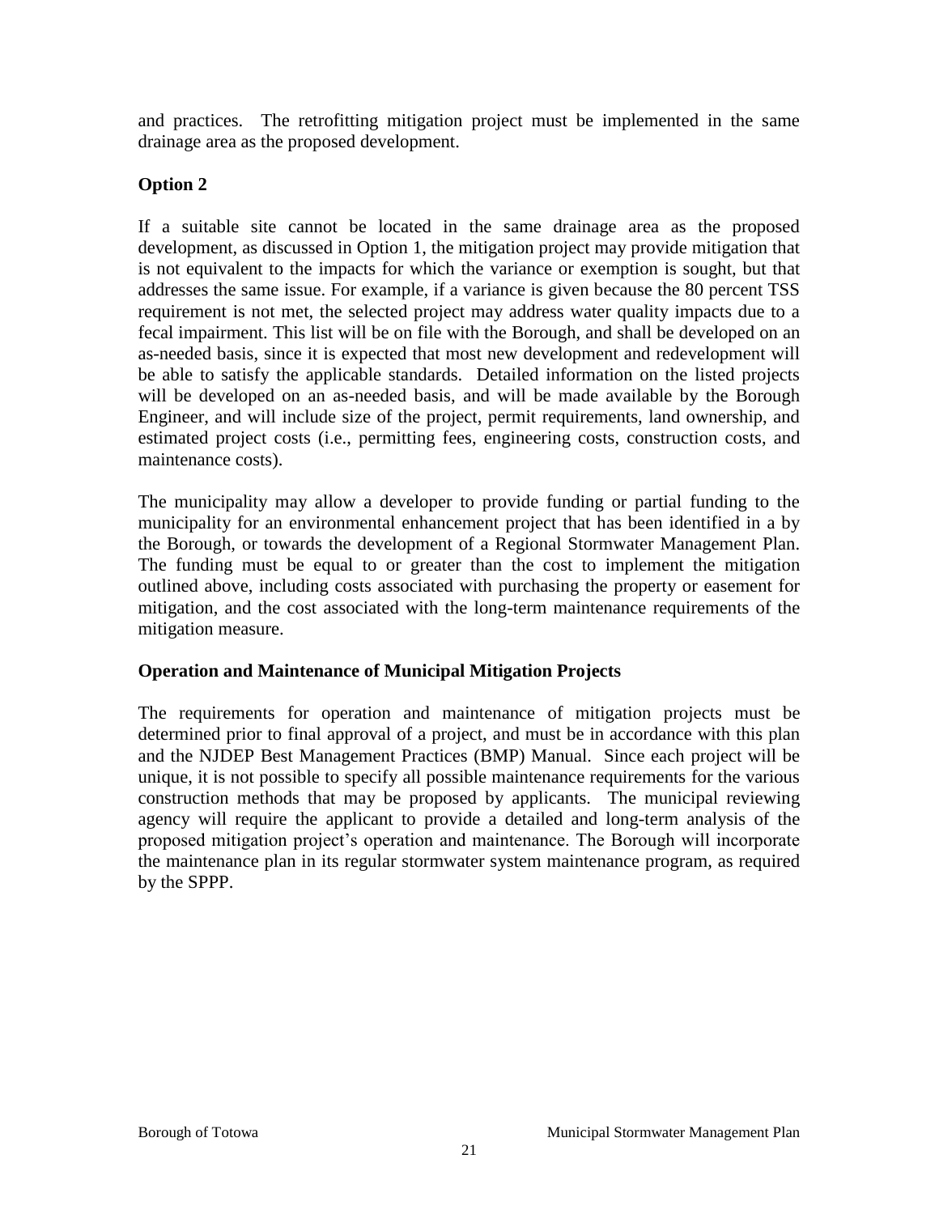and practices. The retrofitting mitigation project must be implemented in the same drainage area as the proposed development.

**Option 2**

If a suitable site cannot be located in the same drainage area as the proposed development, as discussed in Option 1, the mitigation project may provide mitigation that is not equivalent to the impacts for which the variance or exemption is sought, but that addresses the same issue. For example, if a variance is given because the 80 percent TSS requirement is not met, the selected project may address water quality impacts due to a fecal impairment. This list will be on file with the Borough, and shall be developed on an as-needed basis, since it is expected that most new development and redevelopment will be able to satisfy the applicable standards. Detailed information on the listed projects will be developed on an as-needed basis, and will be made available by the Borough Engineer, and will include size of the project, permit requirements, land ownership, and estimated project costs (i.e., permitting fees, engineering costs, construction costs, and maintenance costs).

The municipality may allow a developer to provide funding or partial funding to the municipality for an environmental enhancement project that has been identified in a by the Borough, or towards the development of a Regional Stormwater Management Plan. The funding must be equal to or greater than the cost to implement the mitigation outlined above, including costs associated with purchasing the property or easement for mitigation, and the cost associated with the long-term maintenance requirements of the mitigation measure.

**Operation and Maintenance of Municipal Mitigation Projects**

The requirements for operation and maintenance of mitigation projects must be determined prior to final approval of a project, and must be in accordance with this plan and the NJDEP Best Management Practices (BMP) Manual. Since each project will be unique, it is not possible to specify all possible maintenance requirements for the various construction methods that may be proposed by applicants. The municipal reviewing agency will require the applicant to provide a detailed and long-term analysis of the proposed mitigation project's operation and maintenance. The Borough will incorporate the maintenance plan in its regular stormwater system maintenance program, as required by the SPPP.